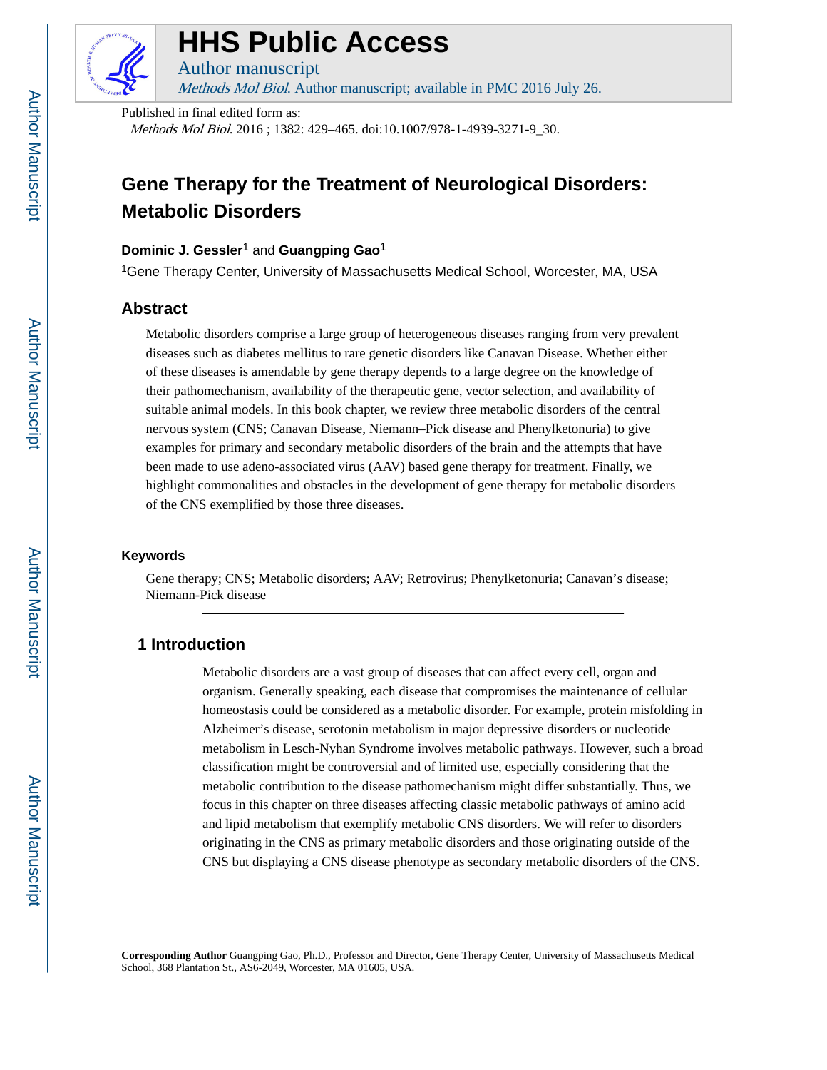# HHS Public Access

Author manuscript

*Methods Mol Biol*. Author manuscript; available in PMC 2016 July 26.

Published in final edited form as:

*Methods Mol Biol*. 2016 ; 1382: 429–465. doi:10.1007/978-1-4939-3271-9_30.

# Gene Therapy for the Treatment of Neurological Disorders: Metabolic Disorders

**Dominic J. Gessler**[1] and **Guangping Gao**[1]

[1]Gene Therapy Center, University of Massachusetts Medical School, Worcester, MA, USA

## Abstract

Metabolic disorders comprise a large group of heterogeneous diseases ranging from very prevalent diseases such as diabetes mellitus to rare genetic disorders like Canavan Disease. Whether either of these diseases is amendable by gene therapy depends to a large degree on the knowledge of their pathomechanism, availability of the therapeutic gene, vector selection, and availability of suitable animal models. In this book chapter, we review three metabolic disorders of the central nervous system (CNS; Canavan Disease, Niemann–Pick disease and Phenylketonuria) to give examples for primary and secondary metabolic disorders of the brain and the attempts that have been made to use adeno-associated virus (AAV) based gene therapy for treatment. Finally, we highlight commonalities and obstacles in the development of gene therapy for metabolic disorders of the CNS exemplified by those three diseases.

### Keywords

Gene therapy; CNS; Metabolic disorders; AAV; Retrovirus; Phenylketonuria; Canavan's disease; Niemann-Pick disease

## 1 Introduction

Metabolic disorders are a vast group of diseases that can affect every cell, organ and organism. Generally speaking, each disease that compromises the maintenance of cellular homeostasis could be considered as a metabolic disorder. For example, protein misfolding in Alzheimer's disease, serotonin metabolism in major depressive disorders or nucleotide metabolism in Lesch-Nyhan Syndrome involves metabolic pathways. However, such a broad classification might be controversial and of limited use, especially considering that the metabolic contribution to the disease pathomechanism might differ substantially. Thus, we focus in this chapter on three diseases affecting classic metabolic pathways of amino acid and lipid metabolism that exemplify metabolic CNS disorders. We will refer to disorders originating in the CNS as primary metabolic disorders and those originating outside of the CNS but displaying a CNS disease phenotype as secondary metabolic disorders of the CNS.

**Corresponding Author** Guangping Gao, Ph.D., Professor and Director, Gene Therapy Center, University of Massachusetts Medical School, 368 Plantation St., AS6-2049, Worcester, MA 01605, USA.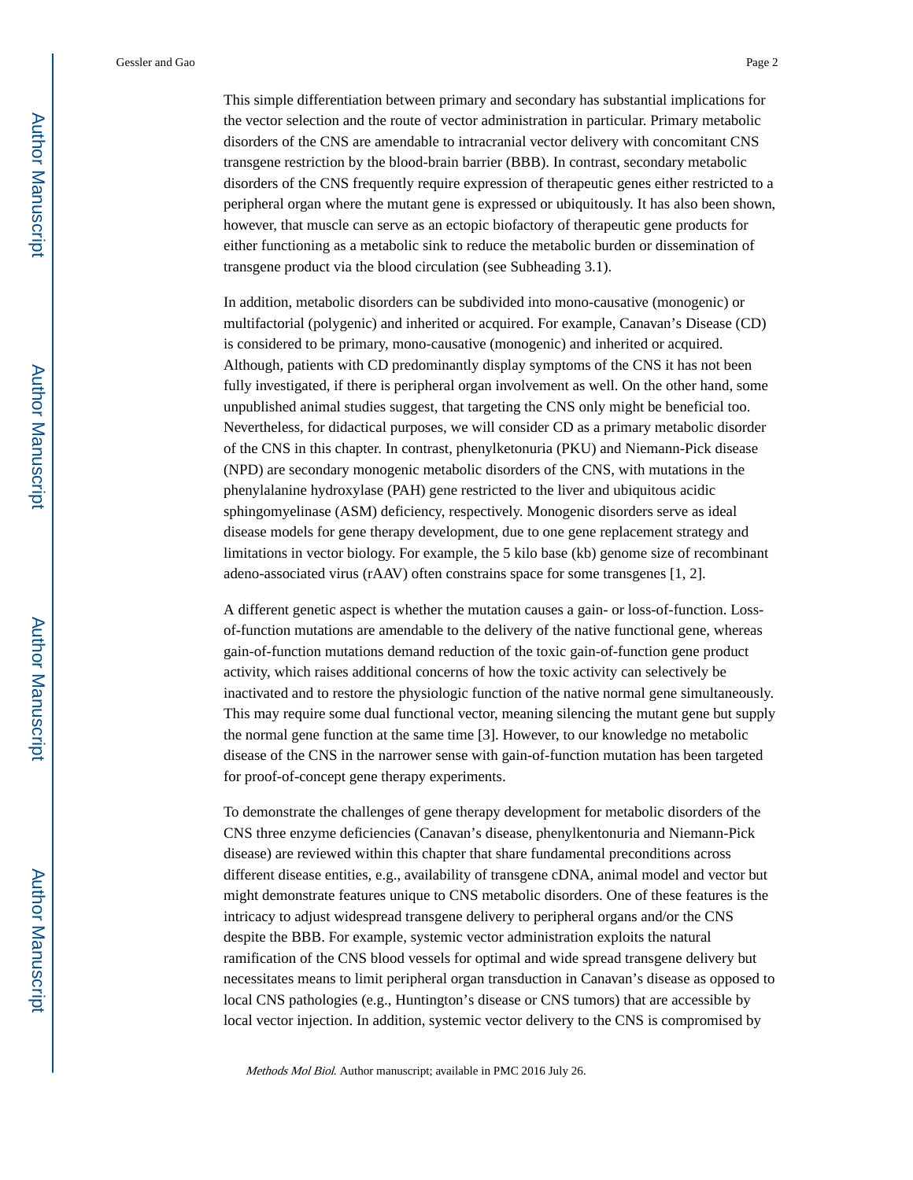This simple differentiation between primary and secondary has substantial implications for the vector selection and the route of vector administration in particular. Primary metabolic disorders of the CNS are amendable to intracranial vector delivery with concomitant CNS transgene restriction by the blood-brain barrier (BBB). In contrast, secondary metabolic disorders of the CNS frequently require expression of therapeutic genes either restricted to a peripheral organ where the mutant gene is expressed or ubiquitously. It has also been shown, however, that muscle can serve as an ectopic biofactory of therapeutic gene products for either functioning as a metabolic sink to reduce the metabolic burden or dissemination of transgene product via the blood circulation (see Subheading 3.1).

In addition, metabolic disorders can be subdivided into mono-causative (monogenic) or multifactorial (polygenic) and inherited or acquired. For example, Canavan's Disease (CD) is considered to be primary, mono-causative (monogenic) and inherited or acquired. Although, patients with CD predominantly display symptoms of the CNS it has not been fully investigated, if there is peripheral organ involvement as well. On the other hand, some unpublished animal studies suggest, that targeting the CNS only might be beneficial too. Nevertheless, for didactical purposes, we will consider CD as a primary metabolic disorder of the CNS in this chapter. In contrast, phenylketonuria (PKU) and Niemann-Pick disease (NPD) are secondary monogenic metabolic disorders of the CNS, with mutations in the phenylalanine hydroxylase (PAH) gene restricted to the liver and ubiquitous acidic sphingomyelinase (ASM) deficiency, respectively. Monogenic disorders serve as ideal disease models for gene therapy development, due to one gene replacement strategy and limitations in vector biology. For example, the 5 kilo base (kb) genome size of recombinant adeno-associated virus (rAAV) often constrains space for some transgenes [1, 2].

A different genetic aspect is whether the mutation causes a gain- or loss-of-function. Loss-of-function mutations are amendable to the delivery of the native functional gene, whereas gain-of-function mutations demand reduction of the toxic gain-of-function gene product activity, which raises additional concerns of how the toxic activity can selectively be inactivated and to restore the physiologic function of the native normal gene simultaneously. This may require some dual functional vector, meaning silencing the mutant gene but supply the normal gene function at the same time [3]. However, to our knowledge no metabolic disease of the CNS in the narrower sense with gain-of-function mutation has been targeted for proof-of-concept gene therapy experiments.

To demonstrate the challenges of gene therapy development for metabolic disorders of the CNS three enzyme deficiencies (Canavan's disease, phenylkentonuria and Niemann-Pick disease) are reviewed within this chapter that share fundamental preconditions across different disease entities, e.g., availability of transgene cDNA, animal model and vector but might demonstrate features unique to CNS metabolic disorders. One of these features is the intricacy to adjust widespread transgene delivery to peripheral organs and/or the CNS despite the BBB. For example, systemic vector administration exploits the natural ramification of the CNS blood vessels for optimal and wide spread transgene delivery but necessitates means to limit peripheral organ transduction in Canavan's disease as opposed to local CNS pathologies (e.g., Huntington's disease or CNS tumors) that are accessible by local vector injection. In addition, systemic vector delivery to the CNS is compromised by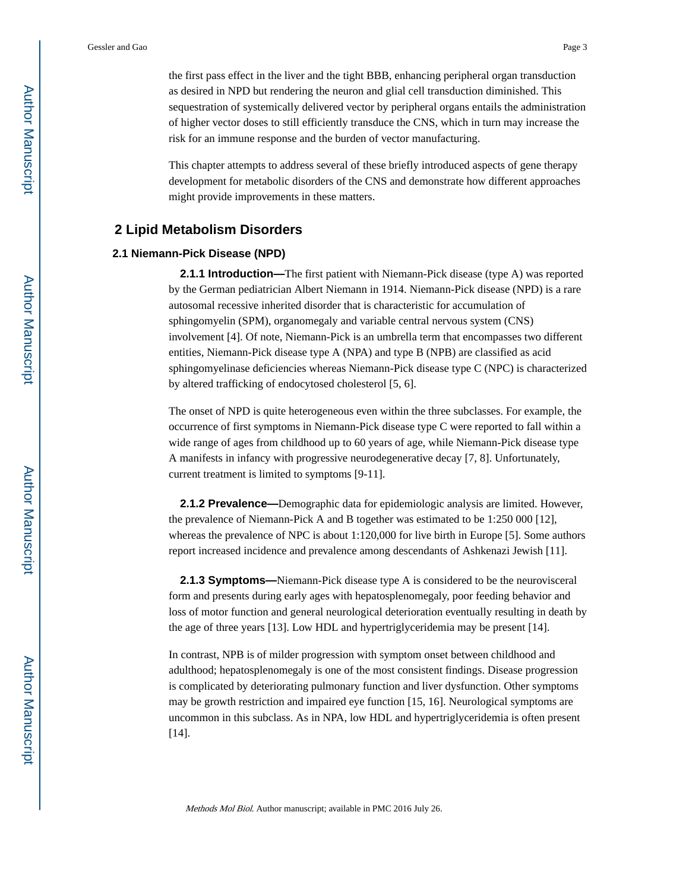the first pass effect in the liver and the tight BBB, enhancing peripheral organ transduction as desired in NPD but rendering the neuron and glial cell transduction diminished. This sequestration of systemically delivered vector by peripheral organs entails the administration of higher vector doses to still efficiently transduce the CNS, which in turn may increase the risk for an immune response and the burden of vector manufacturing.

This chapter attempts to address several of these briefly introduced aspects of gene therapy development for metabolic disorders of the CNS and demonstrate how different approaches might provide improvements in these matters.

## 2 Lipid Metabolism Disorders

### 2.1 Niemann-Pick Disease (NPD)

**2.1.1 Introduction—**The first patient with Niemann-Pick disease (type A) was reported by the German pediatrician Albert Niemann in 1914. Niemann-Pick disease (NPD) is a rare autosomal recessive inherited disorder that is characteristic for accumulation of sphingomyelin (SPM), organomegaly and variable central nervous system (CNS) involvement [4]. Of note, Niemann-Pick is an umbrella term that encompasses two different entities, Niemann-Pick disease type A (NPA) and type B (NPB) are classified as acid sphingomyelinase deficiencies whereas Niemann-Pick disease type C (NPC) is characterized by altered trafficking of endocytosed cholesterol [5, 6].

The onset of NPD is quite heterogeneous even within the three subclasses. For example, the occurrence of first symptoms in Niemann-Pick disease type C were reported to fall within a wide range of ages from childhood up to 60 years of age, while Niemann-Pick disease type A manifests in infancy with progressive neurodegenerative decay [7, 8]. Unfortunately, current treatment is limited to symptoms [9-11].

**2.1.2 Prevalence—**Demographic data for epidemiologic analysis are limited. However, the prevalence of Niemann-Pick A and B together was estimated to be 1:250 000 [12], whereas the prevalence of NPC is about 1:120,000 for live birth in Europe [5]. Some authors report increased incidence and prevalence among descendants of Ashkenazi Jewish [11].

**2.1.3 Symptoms—**Niemann-Pick disease type A is considered to be the neurovisceral form and presents during early ages with hepatosplenomegaly, poor feeding behavior and loss of motor function and general neurological deterioration eventually resulting in death by the age of three years [13]. Low HDL and hypertriglyceridemia may be present [14].

In contrast, NPB is of milder progression with symptom onset between childhood and adulthood; hepatosplenomegaly is one of the most consistent findings. Disease progression is complicated by deteriorating pulmonary function and liver dysfunction. Other symptoms may be growth restriction and impaired eye function [15, 16]. Neurological symptoms are uncommon in this subclass. As in NPA, low HDL and hypertriglyceridemia is often present [14].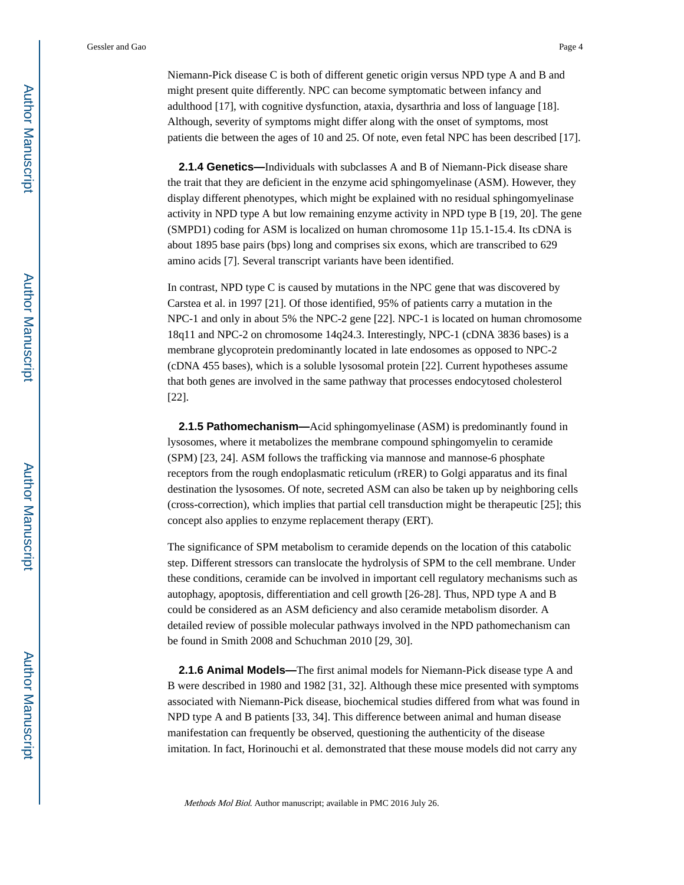Niemann-Pick disease C is both of different genetic origin versus NPD type A and B and might present quite differently. NPC can become symptomatic between infancy and adulthood [17], with cognitive dysfunction, ataxia, dysarthria and loss of language [18]. Although, severity of symptoms might differ along with the onset of symptoms, most patients die between the ages of 10 and 25. Of note, even fetal NPC has been described [17].

**2.1.4 Genetics—**Individuals with subclasses A and B of Niemann-Pick disease share the trait that they are deficient in the enzyme acid sphingomyelinase (ASM). However, they display different phenotypes, which might be explained with no residual sphingomyelinase activity in NPD type A but low remaining enzyme activity in NPD type B [19, 20]. The gene (SMPD1) coding for ASM is localized on human chromosome 11p 15.1-15.4. Its cDNA is about 1895 base pairs (bps) long and comprises six exons, which are transcribed to 629 amino acids [7]. Several transcript variants have been identified.

In contrast, NPD type C is caused by mutations in the NPC gene that was discovered by Carstea et al. in 1997 [21]. Of those identified, 95% of patients carry a mutation in the NPC-1 and only in about 5% the NPC-2 gene [22]. NPC-1 is located on human chromosome 18q11 and NPC-2 on chromosome 14q24.3. Interestingly, NPC-1 (cDNA 3836 bases) is a membrane glycoprotein predominantly located in late endosomes as opposed to NPC-2 (cDNA 455 bases), which is a soluble lysosomal protein [22]. Current hypotheses assume that both genes are involved in the same pathway that processes endocytosed cholesterol [22].

**2.1.5 Pathomechanism—**Acid sphingomyelinase (ASM) is predominantly found in lysosomes, where it metabolizes the membrane compound sphingomyelin to ceramide (SPM) [23, 24]. ASM follows the trafficking via mannose and mannose-6 phosphate receptors from the rough endoplasmatic reticulum (rRER) to Golgi apparatus and its final destination the lysosomes. Of note, secreted ASM can also be taken up by neighboring cells (cross-correction), which implies that partial cell transduction might be therapeutic [25]; this concept also applies to enzyme replacement therapy (ERT).

The significance of SPM metabolism to ceramide depends on the location of this catabolic step. Different stressors can translocate the hydrolysis of SPM to the cell membrane. Under these conditions, ceramide can be involved in important cell regulatory mechanisms such as autophagy, apoptosis, differentiation and cell growth [26-28]. Thus, NPD type A and B could be considered as an ASM deficiency and also ceramide metabolism disorder. A detailed review of possible molecular pathways involved in the NPD pathomechanism can be found in Smith 2008 and Schuchman 2010 [29, 30].

**2.1.6 Animal Models—**The first animal models for Niemann-Pick disease type A and B were described in 1980 and 1982 [31, 32]. Although these mice presented with symptoms associated with Niemann-Pick disease, biochemical studies differed from what was found in NPD type A and B patients [33, 34]. This difference between animal and human disease manifestation can frequently be observed, questioning the authenticity of the disease imitation. In fact, Horinouchi et al. demonstrated that these mouse models did not carry any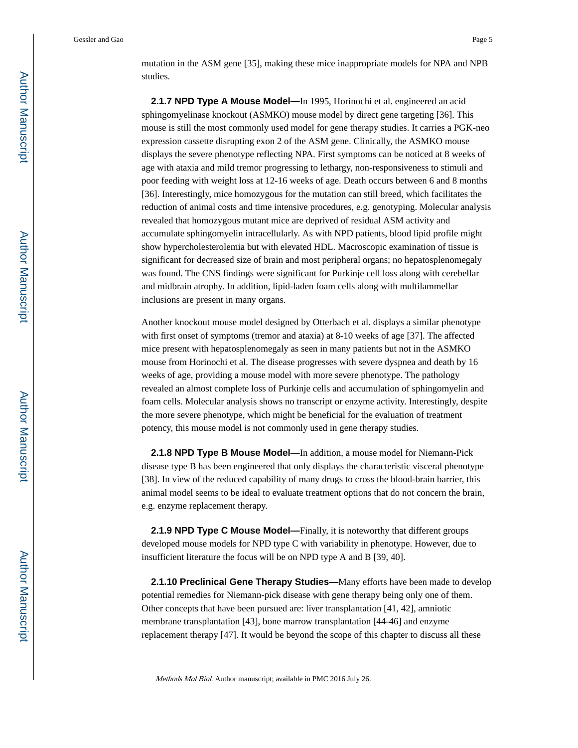mutation in the ASM gene [35], making these mice inappropriate models for NPA and NPB studies.

#### 2.1.7 NPD Type A Mouse Model

In 1995, Horinochi et al. engineered an acid sphingomyelinase knockout (ASMKO) mouse model by direct gene targeting [36]. This mouse is still the most commonly used model for gene therapy studies. It carries a PGK-neo expression cassette disrupting exon 2 of the ASM gene. Clinically, the ASMKO mouse displays the severe phenotype reflecting NPA. First symptoms can be noticed at 8 weeks of age with ataxia and mild tremor progressing to lethargy, non-responsiveness to stimuli and poor feeding with weight loss at 12-16 weeks of age. Death occurs between 6 and 8 months [36]. Interestingly, mice homozygous for the mutation can still breed, which facilitates the reduction of animal costs and time intensive procedures, e.g. genotyping. Molecular analysis revealed that homozygous mutant mice are deprived of residual ASM activity and accumulate sphingomyelin intracellularly. As with NPD patients, blood lipid profile might show hypercholesterolemia but with elevated HDL. Macroscopic examination of tissue is significant for decreased size of brain and most peripheral organs; no hepatosplenomegaly was found. The CNS findings were significant for Purkinje cell loss along with cerebellar and midbrain atrophy. In addition, lipid-laden foam cells along with multilammellar inclusions are present in many organs.

Another knockout mouse model designed by Otterbach et al. displays a similar phenotype with first onset of symptoms (tremor and ataxia) at 8-10 weeks of age [37]. The affected mice present with hepatosplenomegaly as seen in many patients but not in the ASMKO mouse from Horinochi et al. The disease progresses with severe dyspnea and death by 16 weeks of age, providing a mouse model with more severe phenotype. The pathology revealed an almost complete loss of Purkinje cells and accumulation of sphingomyelin and foam cells. Molecular analysis shows no transcript or enzyme activity. Interestingly, despite the more severe phenotype, which might be beneficial for the evaluation of treatment potency, this mouse model is not commonly used in gene therapy studies.

#### 2.1.8 NPD Type B Mouse Model

In addition, a mouse model for Niemann-Pick disease type B has been engineered that only displays the characteristic visceral phenotype [38]. In view of the reduced capability of many drugs to cross the blood-brain barrier, this animal model seems to be ideal to evaluate treatment options that do not concern the brain, e.g. enzyme replacement therapy.

#### 2.1.9 NPD Type C Mouse Model

Finally, it is noteworthy that different groups developed mouse models for NPD type C with variability in phenotype. However, due to insufficient literature the focus will be on NPD type A and B [39, 40].

#### 2.1.10 Preclinical Gene Therapy Studies

Many efforts have been made to develop potential remedies for Niemann-pick disease with gene therapy being only one of them. Other concepts that have been pursued are: liver transplantation [41, 42], amniotic membrane transplantation [43], bone marrow transplantation [44-46] and enzyme replacement therapy [47]. It would be beyond the scope of this chapter to discuss all these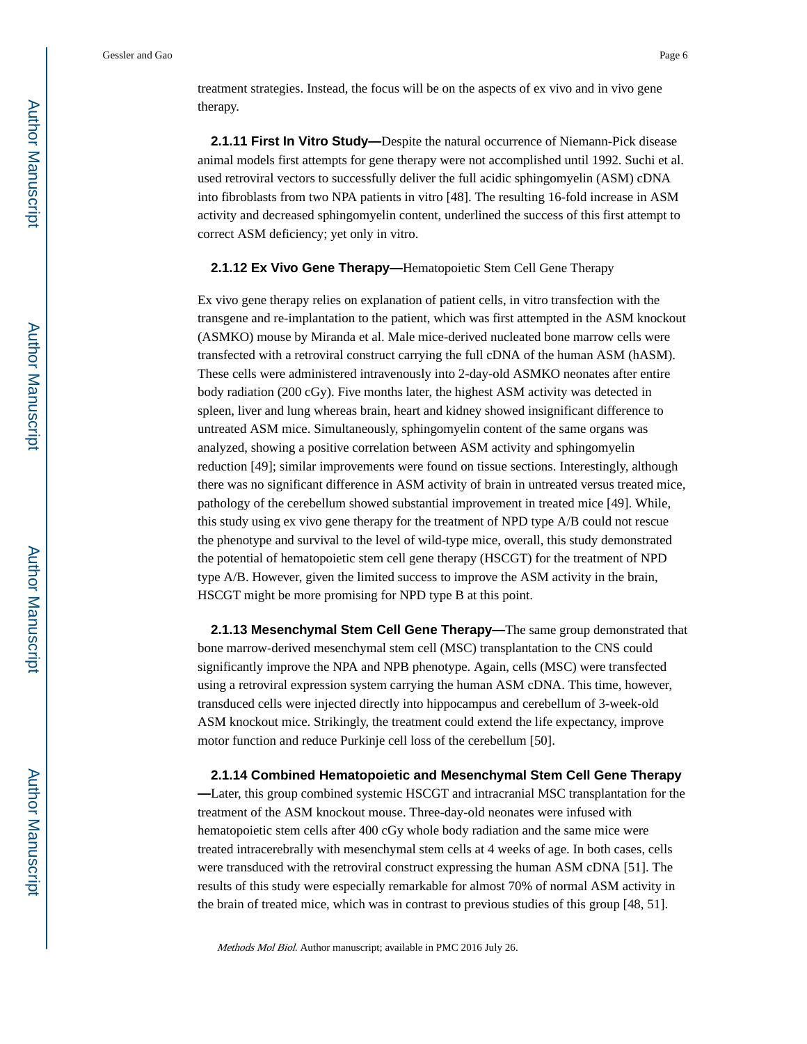treatment strategies. Instead, the focus will be on the aspects of ex vivo and in vivo gene therapy.

#### 2.1.11 First In Vitro Study—

Despite the natural occurrence of Niemann-Pick disease animal models first attempts for gene therapy were not accomplished until 1992. Suchi et al. used retroviral vectors to successfully deliver the full acidic sphingomyelin (ASM) cDNA into fibroblasts from two NPA patients in vitro [48]. The resulting 16-fold increase in ASM activity and decreased sphingomyelin content, underlined the success of this first attempt to correct ASM deficiency; yet only in vitro.

#### 2.1.12 Ex Vivo Gene Therapy—Hematopoietic Stem Cell Gene Therapy

Ex vivo gene therapy relies on explanation of patient cells, in vitro transfection with the transgene and re-implantation to the patient, which was first attempted in the ASM knockout (ASMKO) mouse by Miranda et al. Male mice-derived nucleated bone marrow cells were transfected with a retroviral construct carrying the full cDNA of the human ASM (hASM). These cells were administered intravenously into 2-day-old ASMKO neonates after entire body radiation (200 cGy). Five months later, the highest ASM activity was detected in spleen, liver and lung whereas brain, heart and kidney showed insignificant difference to untreated ASM mice. Simultaneously, sphingomyelin content of the same organs was analyzed, showing a positive correlation between ASM activity and sphingomyelin reduction [49]; similar improvements were found on tissue sections. Interestingly, although there was no significant difference in ASM activity of brain in untreated versus treated mice, pathology of the cerebellum showed substantial improvement in treated mice [49]. While, this study using ex vivo gene therapy for the treatment of NPD type A/B could not rescue the phenotype and survival to the level of wild-type mice, overall, this study demonstrated the potential of hematopoietic stem cell gene therapy (HSCGT) for the treatment of NPD type A/B. However, given the limited success to improve the ASM activity in the brain, HSCGT might be more promising for NPD type B at this point.

#### 2.1.13 Mesenchymal Stem Cell Gene Therapy—

The same group demonstrated that bone marrow-derived mesenchymal stem cell (MSC) transplantation to the CNS could significantly improve the NPA and NPB phenotype. Again, cells (MSC) were transfected using a retroviral expression system carrying the human ASM cDNA. This time, however, transduced cells were injected directly into hippocampus and cerebellum of 3-week-old ASM knockout mice. Strikingly, the treatment could extend the life expectancy, improve motor function and reduce Purkinje cell loss of the cerebellum [50].

#### 2.1.14 Combined Hematopoietic and Mesenchymal Stem Cell Gene Therapy—

Later, this group combined systemic HSCGT and intracranial MSC transplantation for the treatment of the ASM knockout mouse. Three-day-old neonates were infused with hematopoietic stem cells after 400 cGy whole body radiation and the same mice were treated intracerebrally with mesenchymal stem cells at 4 weeks of age. In both cases, cells were transduced with the retroviral construct expressing the human ASM cDNA [51]. The results of this study were especially remarkable for almost 70% of normal ASM activity in the brain of treated mice, which was in contrast to previous studies of this group [48, 51].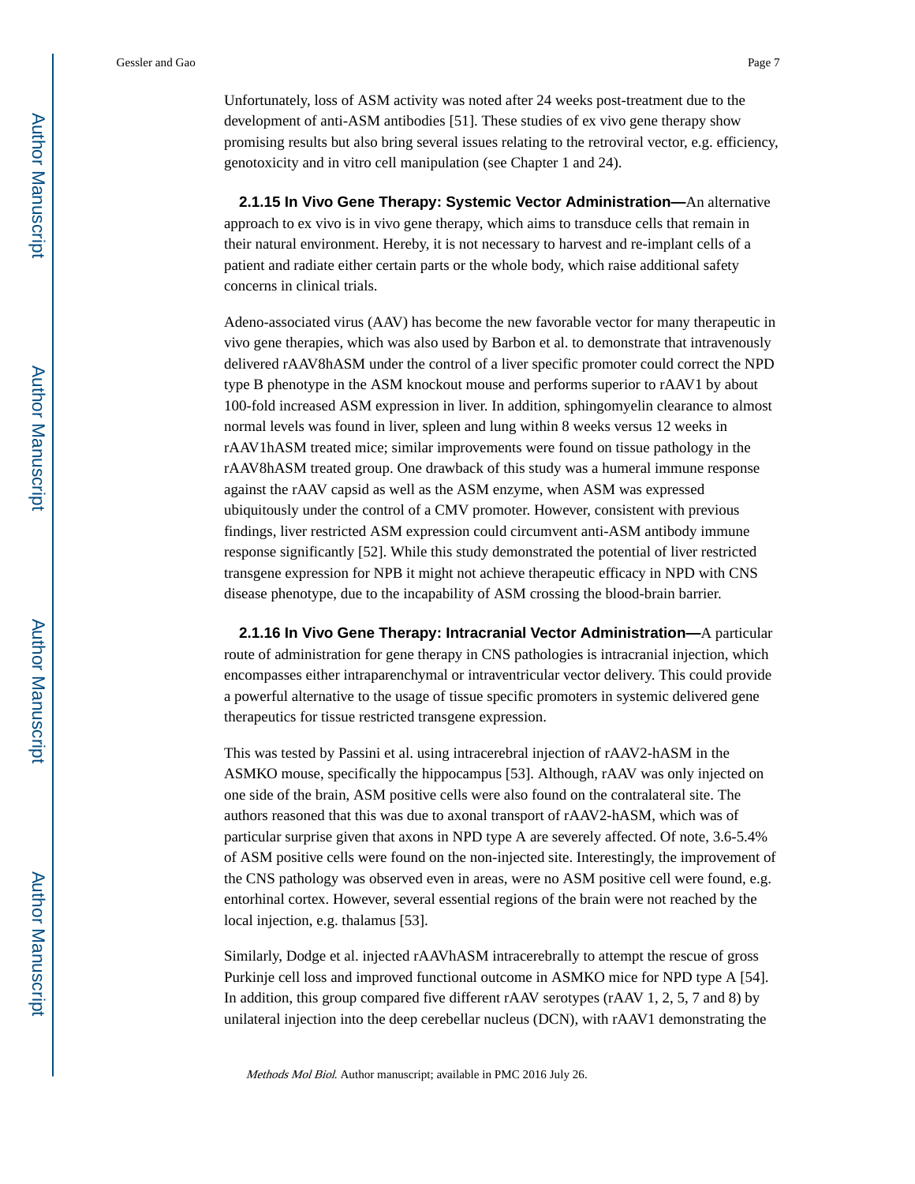Unfortunately, loss of ASM activity was noted after 24 weeks post-treatment due to the development of anti-ASM antibodies [51]. These studies of ex vivo gene therapy show promising results but also bring several issues relating to the retroviral vector, e.g. efficiency, genotoxicity and in vitro cell manipulation (see Chapter 1 and 24).

**2.1.15 In Vivo Gene Therapy: Systemic Vector Administration—**An alternative approach to ex vivo is in vivo gene therapy, which aims to transduce cells that remain in their natural environment. Hereby, it is not necessary to harvest and re-implant cells of a patient and radiate either certain parts or the whole body, which raise additional safety concerns in clinical trials.

Adeno-associated virus (AAV) has become the new favorable vector for many therapeutic in vivo gene therapies, which was also used by Barbon et al. to demonstrate that intravenously delivered rAAV8hASM under the control of a liver specific promoter could correct the NPD type B phenotype in the ASM knockout mouse and performs superior to rAAV1 by about 100-fold increased ASM expression in liver. In addition, sphingomyelin clearance to almost normal levels was found in liver, spleen and lung within 8 weeks versus 12 weeks in rAAV1hASM treated mice; similar improvements were found on tissue pathology in the rAAV8hASM treated group. One drawback of this study was a humeral immune response against the rAAV capsid as well as the ASM enzyme, when ASM was expressed ubiquitously under the control of a CMV promoter. However, consistent with previous findings, liver restricted ASM expression could circumvent anti-ASM antibody immune response significantly [52]. While this study demonstrated the potential of liver restricted transgene expression for NPB it might not achieve therapeutic efficacy in NPD with CNS disease phenotype, due to the incapability of ASM crossing the blood-brain barrier.

**2.1.16 In Vivo Gene Therapy: Intracranial Vector Administration—**A particular route of administration for gene therapy in CNS pathologies is intracranial injection, which encompasses either intraparenchymal or intraventricular vector delivery. This could provide a powerful alternative to the usage of tissue specific promoters in systemic delivered gene therapeutics for tissue restricted transgene expression.

This was tested by Passini et al. using intracerebral injection of rAAV2-hASM in the ASMKO mouse, specifically the hippocampus [53]. Although, rAAV was only injected on one side of the brain, ASM positive cells were also found on the contralateral site. The authors reasoned that this was due to axonal transport of rAAV2-hASM, which was of particular surprise given that axons in NPD type A are severely affected. Of note, 3.6-5.4% of ASM positive cells were found on the non-injected site. Interestingly, the improvement of the CNS pathology was observed even in areas, were no ASM positive cell were found, e.g. entorhinal cortex. However, several essential regions of the brain were not reached by the local injection, e.g. thalamus [53].

Similarly, Dodge et al. injected rAAVhASM intracerebrally to attempt the rescue of gross Purkinje cell loss and improved functional outcome in ASMKO mice for NPD type A [54]. In addition, this group compared five different rAAV serotypes (rAAV 1, 2, 5, 7 and 8) by unilateral injection into the deep cerebellar nucleus (DCN), with rAAV1 demonstrating the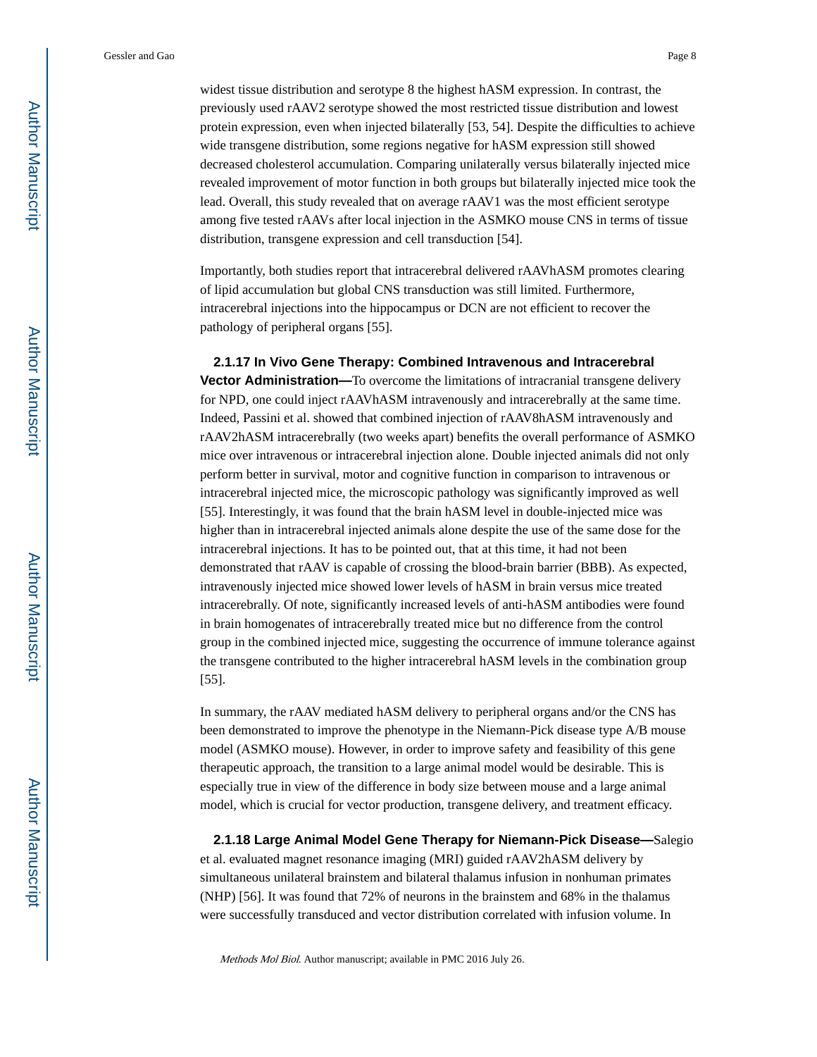widest tissue distribution and serotype 8 the highest hASM expression. In contrast, the previously used rAAV2 serotype showed the most restricted tissue distribution and lowest protein expression, even when injected bilaterally [53, 54]. Despite the difficulties to achieve wide transgene distribution, some regions negative for hASM expression still showed decreased cholesterol accumulation. Comparing unilaterally versus bilaterally injected mice revealed improvement of motor function in both groups but bilaterally injected mice took the lead. Overall, this study revealed that on average rAAV1 was the most efficient serotype among five tested rAAVs after local injection in the ASMKO mouse CNS in terms of tissue distribution, transgene expression and cell transduction [54].

Importantly, both studies report that intracerebral delivered rAAVhASM promotes clearing of lipid accumulation but global CNS transduction was still limited. Furthermore, intracerebral injections into the hippocampus or DCN are not efficient to recover the pathology of peripheral organs [55].

#### 2.1.17 In Vivo Gene Therapy: Combined Intravenous and Intracerebral Vector Administration

To overcome the limitations of intracranial transgene delivery for NPD, one could inject rAAVhASM intravenously and intracerebrally at the same time. Indeed, Passini et al. showed that combined injection of rAAV8hASM intravenously and rAAV2hASM intracerebrally (two weeks apart) benefits the overall performance of ASMKO mice over intravenous or intracerebral injection alone. Double injected animals did not only perform better in survival, motor and cognitive function in comparison to intravenous or intracerebral injected mice, the microscopic pathology was significantly improved as well [55]. Interestingly, it was found that the brain hASM level in double-injected mice was higher than in intracerebral injected animals alone despite the use of the same dose for the intracerebral injections. It has to be pointed out, that at this time, it had not been demonstrated that rAAV is capable of crossing the blood-brain barrier (BBB). As expected, intravenously injected mice showed lower levels of hASM in brain versus mice treated intracerebrally. Of note, significantly increased levels of anti-hASM antibodies were found in brain homogenates of intracerebrally treated mice but no difference from the control group in the combined injected mice, suggesting the occurrence of immune tolerance against the transgene contributed to the higher intracerebral hASM levels in the combination group [55].

In summary, the rAAV mediated hASM delivery to peripheral organs and/or the CNS has been demonstrated to improve the phenotype in the Niemann-Pick disease type A/B mouse model (ASMKO mouse). However, in order to improve safety and feasibility of this gene therapeutic approach, the transition to a large animal model would be desirable. This is especially true in view of the difference in body size between mouse and a large animal model, which is crucial for vector production, transgene delivery, and treatment efficacy.

#### 2.1.18 Large Animal Model Gene Therapy for Niemann-Pick Disease

Salegio et al. evaluated magnet resonance imaging (MRI) guided rAAV2hASM delivery by simultaneous unilateral brainstem and bilateral thalamus infusion in nonhuman primates (NHP) [56]. It was found that 72% of neurons in the brainstem and 68% in the thalamus were successfully transduced and vector distribution correlated with infusion volume. In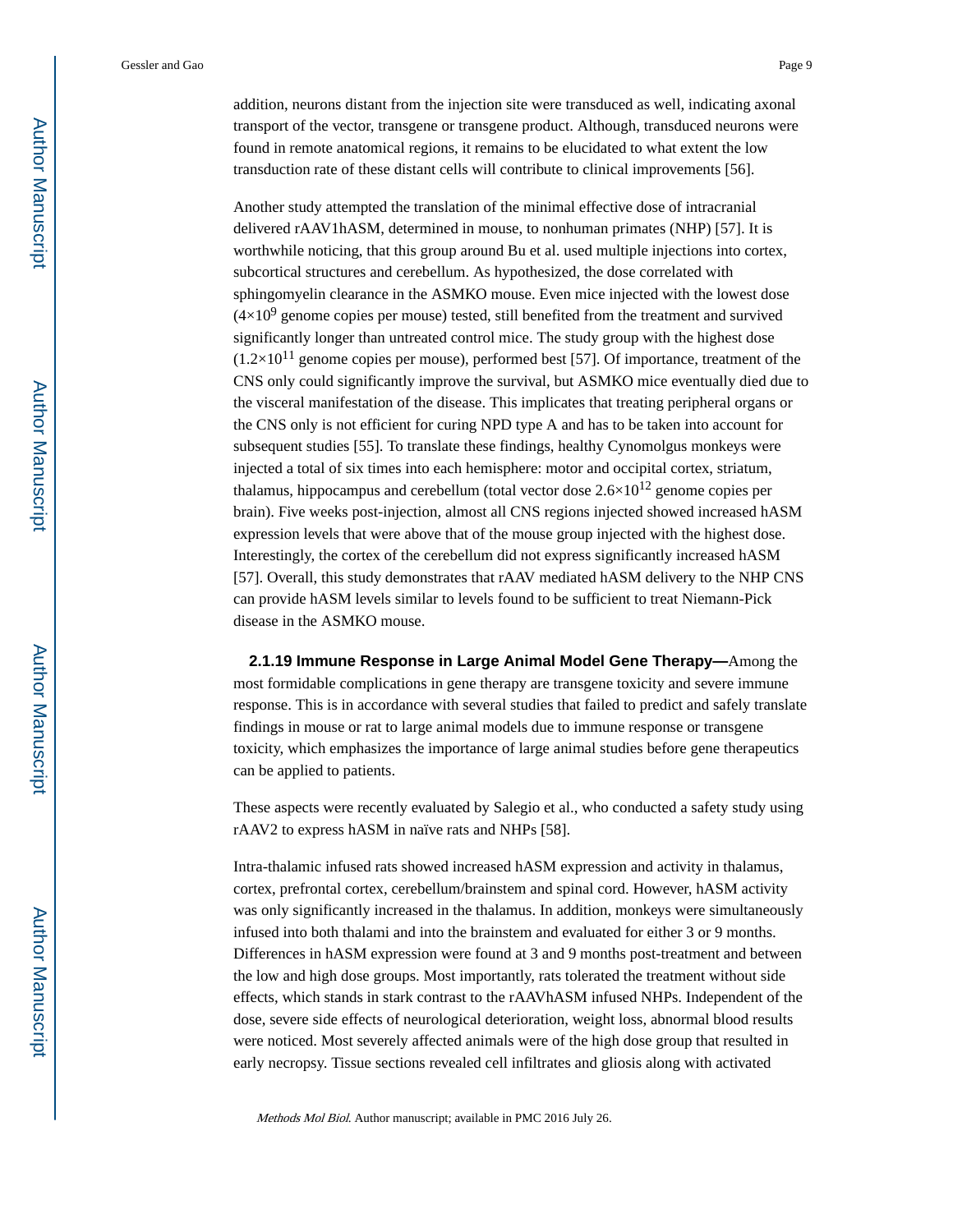addition, neurons distant from the injection site were transduced as well, indicating axonal transport of the vector, transgene or transgene product. Although, transduced neurons were found in remote anatomical regions, it remains to be elucidated to what extent the low transduction rate of these distant cells will contribute to clinical improvements [56].

Another study attempted the translation of the minimal effective dose of intracranial delivered rAAV1hASM, determined in mouse, to nonhuman primates (NHP) [57]. It is worthwhile noticing, that this group around Bu et al. used multiple injections into cortex, subcortical structures and cerebellum. As hypothesized, the dose correlated with sphingomyelin clearance in the ASMKO mouse. Even mice injected with the lowest dose ($4\times10^9$ genome copies per mouse) tested, still benefited from the treatment and survived significantly longer than untreated control mice. The study group with the highest dose ($1.2\times10^{11}$ genome copies per mouse), performed best [57]. Of importance, treatment of the CNS only could significantly improve the survival, but ASMKO mice eventually died due to the visceral manifestation of the disease. This implicates that treating peripheral organs or the CNS only is not efficient for curing NPD type A and has to be taken into account for subsequent studies [55]. To translate these findings, healthy Cynomolgus monkeys were injected a total of six times into each hemisphere: motor and occipital cortex, striatum, thalamus, hippocampus and cerebellum (total vector dose $2.6\times10^{12}$ genome copies per brain). Five weeks post-injection, almost all CNS regions injected showed increased hASM expression levels that were above that of the mouse group injected with the highest dose. Interestingly, the cortex of the cerebellum did not express significantly increased hASM [57]. Overall, this study demonstrates that rAAV mediated hASM delivery to the NHP CNS can provide hASM levels similar to levels found to be sufficient to treat Niemann-Pick disease in the ASMKO mouse.

#### 2.1.19 Immune Response in Large Animal Model Gene Therapy—

Among the most formidable complications in gene therapy are transgene toxicity and severe immune response. This is in accordance with several studies that failed to predict and safely translate findings in mouse or rat to large animal models due to immune response or transgene toxicity, which emphasizes the importance of large animal studies before gene therapeutics can be applied to patients.

These aspects were recently evaluated by Salegio et al., who conducted a safety study using rAAV2 to express hASM in naïve rats and NHPs [58].

Intra-thalamic infused rats showed increased hASM expression and activity in thalamus, cortex, prefrontal cortex, cerebellum/brainstem and spinal cord. However, hASM activity was only significantly increased in the thalamus. In addition, monkeys were simultaneously infused into both thalami and into the brainstem and evaluated for either 3 or 9 months. Differences in hASM expression were found at 3 and 9 months post-treatment and between the low and high dose groups. Most importantly, rats tolerated the treatment without side effects, which stands in stark contrast to the rAAVhASM infused NHPs. Independent of the dose, severe side effects of neurological deterioration, weight loss, abnormal blood results were noticed. Most severely affected animals were of the high dose group that resulted in early necropsy. Tissue sections revealed cell infiltrates and gliosis along with activated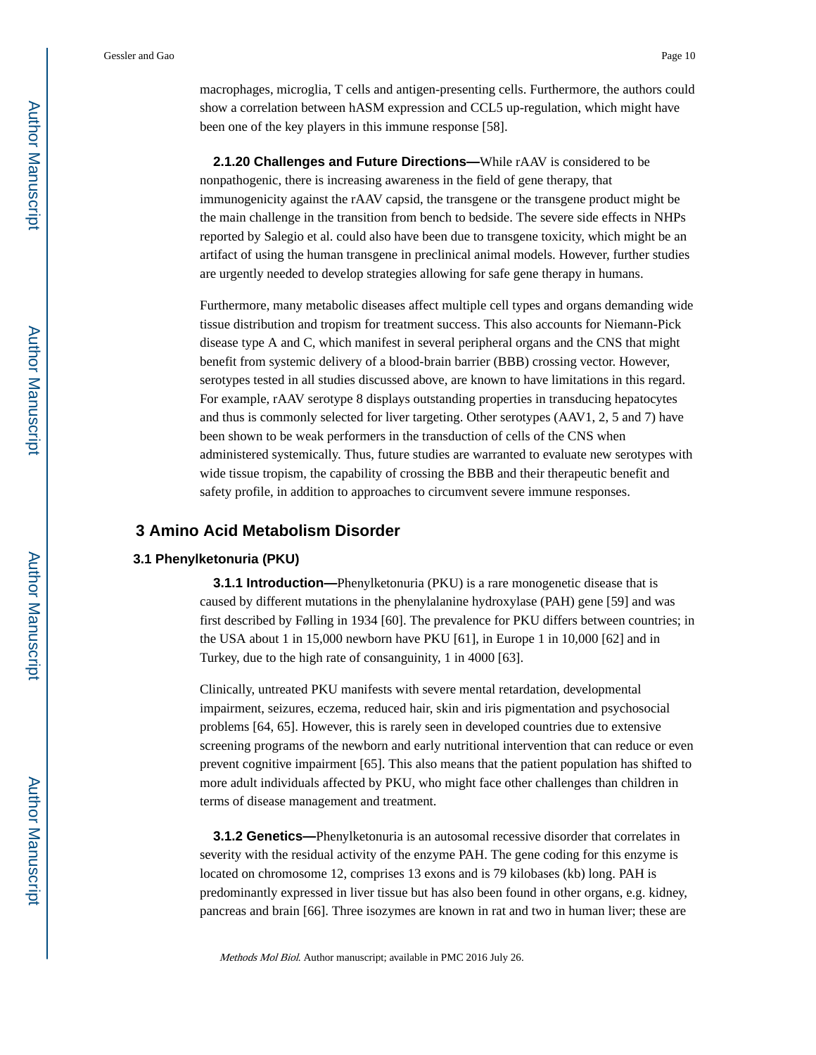macrophages, microglia, T cells and antigen-presenting cells. Furthermore, the authors could show a correlation between hASM expression and CCL5 up-regulation, which might have been one of the key players in this immune response [58].

#### 2.1.20 Challenges and Future Directions—

While rAAV is considered to be nonpathogenic, there is increasing awareness in the field of gene therapy, that immunogenicity against the rAAV capsid, the transgene or the transgene product might be the main challenge in the transition from bench to bedside. The severe side effects in NHPs reported by Salegio et al. could also have been due to transgene toxicity, which might be an artifact of using the human transgene in preclinical animal models. However, further studies are urgently needed to develop strategies allowing for safe gene therapy in humans.

Furthermore, many metabolic diseases affect multiple cell types and organs demanding wide tissue distribution and tropism for treatment success. This also accounts for Niemann-Pick disease type A and C, which manifest in several peripheral organs and the CNS that might benefit from systemic delivery of a blood-brain barrier (BBB) crossing vector. However, serotypes tested in all studies discussed above, are known to have limitations in this regard. For example, rAAV serotype 8 displays outstanding properties in transducing hepatocytes and thus is commonly selected for liver targeting. Other serotypes (AAV1, 2, 5 and 7) have been shown to be weak performers in the transduction of cells of the CNS when administered systemically. Thus, future studies are warranted to evaluate new serotypes with wide tissue tropism, the capability of crossing the BBB and their therapeutic benefit and safety profile, in addition to approaches to circumvent severe immune responses.

# 3 Amino Acid Metabolism Disorder

## 3.1 Phenylketonuria (PKU)

#### 3.1.1 Introduction—

Phenylketonuria (PKU) is a rare monogenetic disease that is caused by different mutations in the phenylalanine hydroxylase (PAH) gene [59] and was first described by Følling in 1934 [60]. The prevalence for PKU differs between countries; in the USA about 1 in 15,000 newborn have PKU [61], in Europe 1 in 10,000 [62] and in Turkey, due to the high rate of consanguinity, 1 in 4000 [63].

Clinically, untreated PKU manifests with severe mental retardation, developmental impairment, seizures, eczema, reduced hair, skin and iris pigmentation and psychosocial problems [64, 65]. However, this is rarely seen in developed countries due to extensive screening programs of the newborn and early nutritional intervention that can reduce or even prevent cognitive impairment [65]. This also means that the patient population has shifted to more adult individuals affected by PKU, who might face other challenges than children in terms of disease management and treatment.

#### 3.1.2 Genetics—

Phenylketonuria is an autosomal recessive disorder that correlates in severity with the residual activity of the enzyme PAH. The gene coding for this enzyme is located on chromosome 12, comprises 13 exons and is 79 kilobases (kb) long. PAH is predominantly expressed in liver tissue but has also been found in other organs, e.g. kidney, pancreas and brain [66]. Three isozymes are known in rat and two in human liver; these are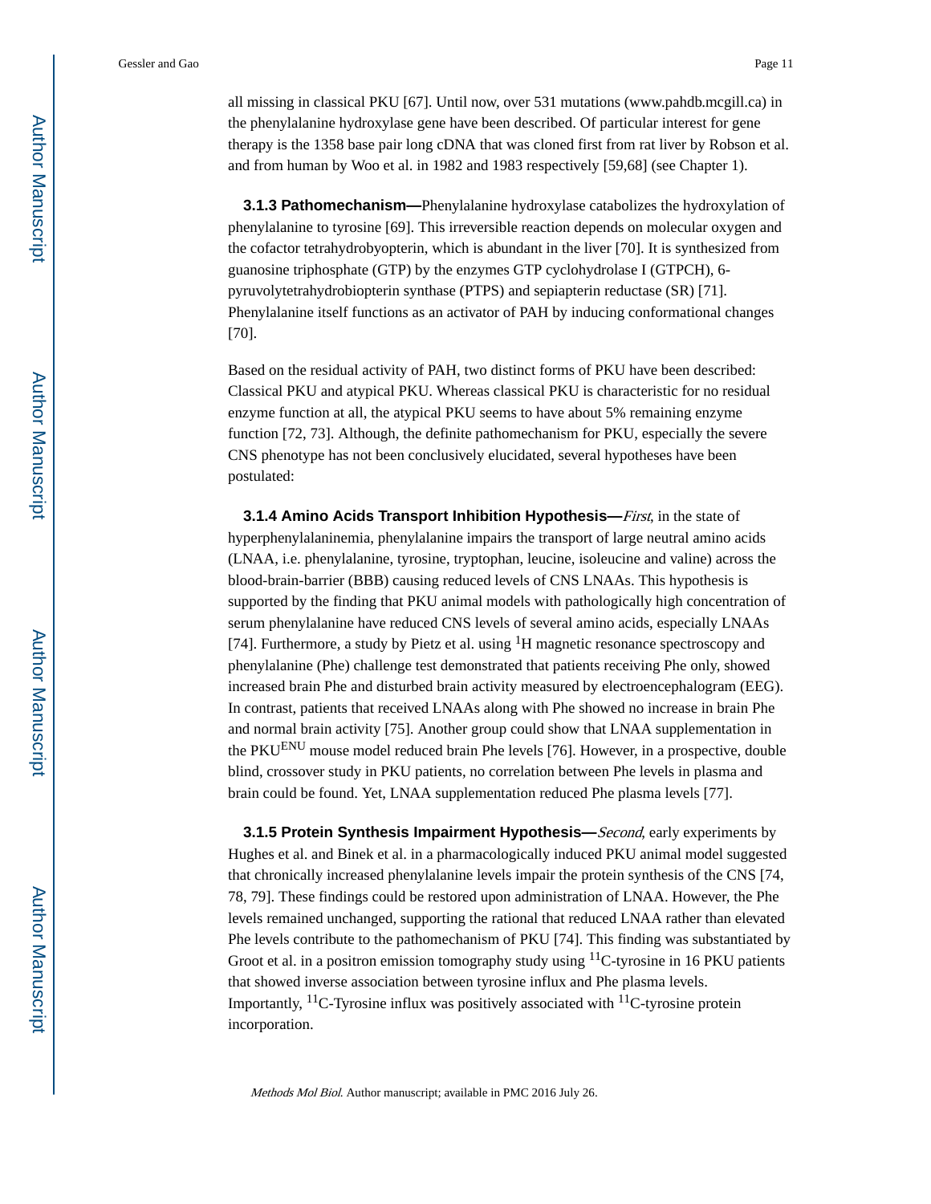all missing in classical PKU [67]. Until now, over 531 mutations (www.pahdb.mcgill.ca) in the phenylalanine hydroxylase gene have been described. Of particular interest for gene therapy is the 1358 base pair long cDNA that was cloned first from rat liver by Robson et al. and from human by Woo et al. in 1982 and 1983 respectively [59,68] (see Chapter 1).

**3.1.3 Pathomechanism—**Phenylalanine hydroxylase catabolizes the hydroxylation of phenylalanine to tyrosine [69]. This irreversible reaction depends on molecular oxygen and the cofactor tetrahydrobyopterin, which is abundant in the liver [70]. It is synthesized from guanosine triphosphate (GTP) by the enzymes GTP cyclohydrolase I (GTPCH), 6-pyruvolytetrahydrobiopterin synthase (PTPS) and sepiapterin reductase (SR) [71]. Phenylalanine itself functions as an activator of PAH by inducing conformational changes [70].

Based on the residual activity of PAH, two distinct forms of PKU have been described: Classical PKU and atypical PKU. Whereas classical PKU is characteristic for no residual enzyme function at all, the atypical PKU seems to have about 5% remaining enzyme function [72, 73]. Although, the definite pathomechanism for PKU, especially the severe CNS phenotype has not been conclusively elucidated, several hypotheses have been postulated:

**3.1.4 Amino Acids Transport Inhibition Hypothesis—***First*, in the state of hyperphenylalaninemia, phenylalanine impairs the transport of large neutral amino acids (LNAA, i.e. phenylalanine, tyrosine, tryptophan, leucine, isoleucine and valine) across the blood-brain-barrier (BBB) causing reduced levels of CNS LNAAs. This hypothesis is supported by the finding that PKU animal models with pathologically high concentration of serum phenylalanine have reduced CNS levels of several amino acids, especially LNAAs [74]. Furthermore, a study by Pietz et al. using $^{1}$H magnetic resonance spectroscopy and phenylalanine (Phe) challenge test demonstrated that patients receiving Phe only, showed increased brain Phe and disturbed brain activity measured by electroencephalogram (EEG). In contrast, patients that received LNAAs along with Phe showed no increase in brain Phe and normal brain activity [75]. Another group could show that LNAA supplementation in the PKU$^{ENU}$ mouse model reduced brain Phe levels [76]. However, in a prospective, double blind, crossover study in PKU patients, no correlation between Phe levels in plasma and brain could be found. Yet, LNAA supplementation reduced Phe plasma levels [77].

**3.1.5 Protein Synthesis Impairment Hypothesis—***Second*, early experiments by Hughes et al. and Binek et al. in a pharmacologically induced PKU animal model suggested that chronically increased phenylalanine levels impair the protein synthesis of the CNS [74, 78, 79]. These findings could be restored upon administration of LNAA. However, the Phe levels remained unchanged, supporting the rational that reduced LNAA rather than elevated Phe levels contribute to the pathomechanism of PKU [74]. This finding was substantiated by Groot et al. in a positron emission tomography study using $^{11}$C-tyrosine in 16 PKU patients that showed inverse association between tyrosine influx and Phe plasma levels. Importantly, $^{11}$C-Tyrosine influx was positively associated with $^{11}$C-tyrosine protein incorporation.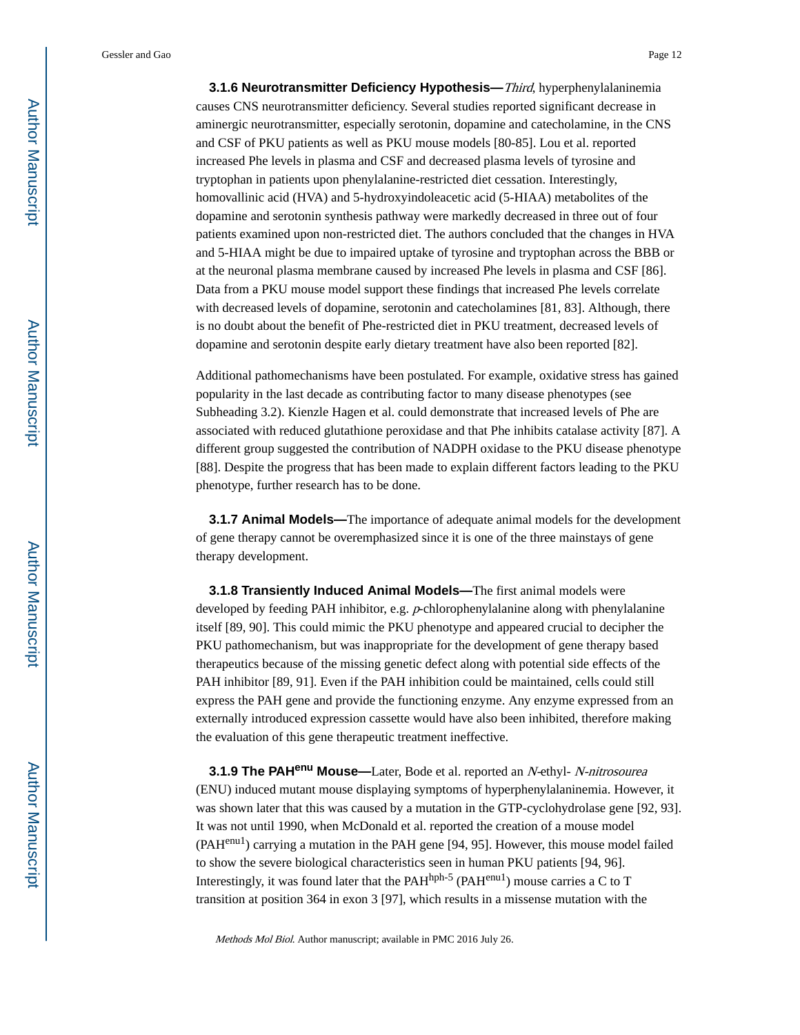**3.1.6 Neurotransmitter Deficiency Hypothesis—***Third*, hyperphenylalaninemia causes CNS neurotransmitter deficiency. Several studies reported significant decrease in aminergic neurotransmitter, especially serotonin, dopamine and catecholamine, in the CNS and CSF of PKU patients as well as PKU mouse models [80-85]. Lou et al. reported increased Phe levels in plasma and CSF and decreased plasma levels of tyrosine and tryptophan in patients upon phenylalanine-restricted diet cessation. Interestingly, homovallinic acid (HVA) and 5-hydroxyindoleacetic acid (5-HIAA) metabolites of the dopamine and serotonin synthesis pathway were markedly decreased in three out of four patients examined upon non-restricted diet. The authors concluded that the changes in HVA and 5-HIAA might be due to impaired uptake of tyrosine and tryptophan across the BBB or at the neuronal plasma membrane caused by increased Phe levels in plasma and CSF [86]. Data from a PKU mouse model support these findings that increased Phe levels correlate with decreased levels of dopamine, serotonin and catecholamines [81, 83]. Although, there is no doubt about the benefit of Phe-restricted diet in PKU treatment, decreased levels of dopamine and serotonin despite early dietary treatment have also been reported [82].

Additional pathomechanisms have been postulated. For example, oxidative stress has gained popularity in the last decade as contributing factor to many disease phenotypes (see Subheading 3.2). Kienzle Hagen et al. could demonstrate that increased levels of Phe are associated with reduced glutathione peroxidase and that Phe inhibits catalase activity [87]. A different group suggested the contribution of NADPH oxidase to the PKU disease phenotype [88]. Despite the progress that has been made to explain different factors leading to the PKU phenotype, further research has to be done.

**3.1.7 Animal Models—**The importance of adequate animal models for the development of gene therapy cannot be overemphasized since it is one of the three mainstays of gene therapy development.

**3.1.8 Transiently Induced Animal Models—**The first animal models were developed by feeding PAH inhibitor, e.g. *p*-chlorophenylalanine along with phenylalanine itself [89, 90]. This could mimic the PKU phenotype and appeared crucial to decipher the PKU pathomechanism, but was inappropriate for the development of gene therapy based therapeutics because of the missing genetic defect along with potential side effects of the PAH inhibitor [89, 91]. Even if the PAH inhibition could be maintained, cells could still express the PAH gene and provide the functioning enzyme. Any enzyme expressed from an externally introduced expression cassette would have also been inhibited, therefore making the evaluation of this gene therapeutic treatment ineffective.

**3.1.9 The PAH$^{enu}$ Mouse—**Later, Bode et al. reported an *N*-ethyl- *N-nitrosourea* (ENU) induced mutant mouse displaying symptoms of hyperphenylalaninemia. However, it was shown later that this was caused by a mutation in the GTP-cyclohydrolase gene [92, 93]. It was not until 1990, when McDonald et al. reported the creation of a mouse model (PAH$^{enu1}$) carrying a mutation in the PAH gene [94, 95]. However, this mouse model failed to show the severe biological characteristics seen in human PKU patients [94, 96]. Interestingly, it was found later that the PAH$^{hph\text{-}5}$ (PAH$^{enu1}$) mouse carries a C to T transition at position 364 in exon 3 [97], which results in a missense mutation with the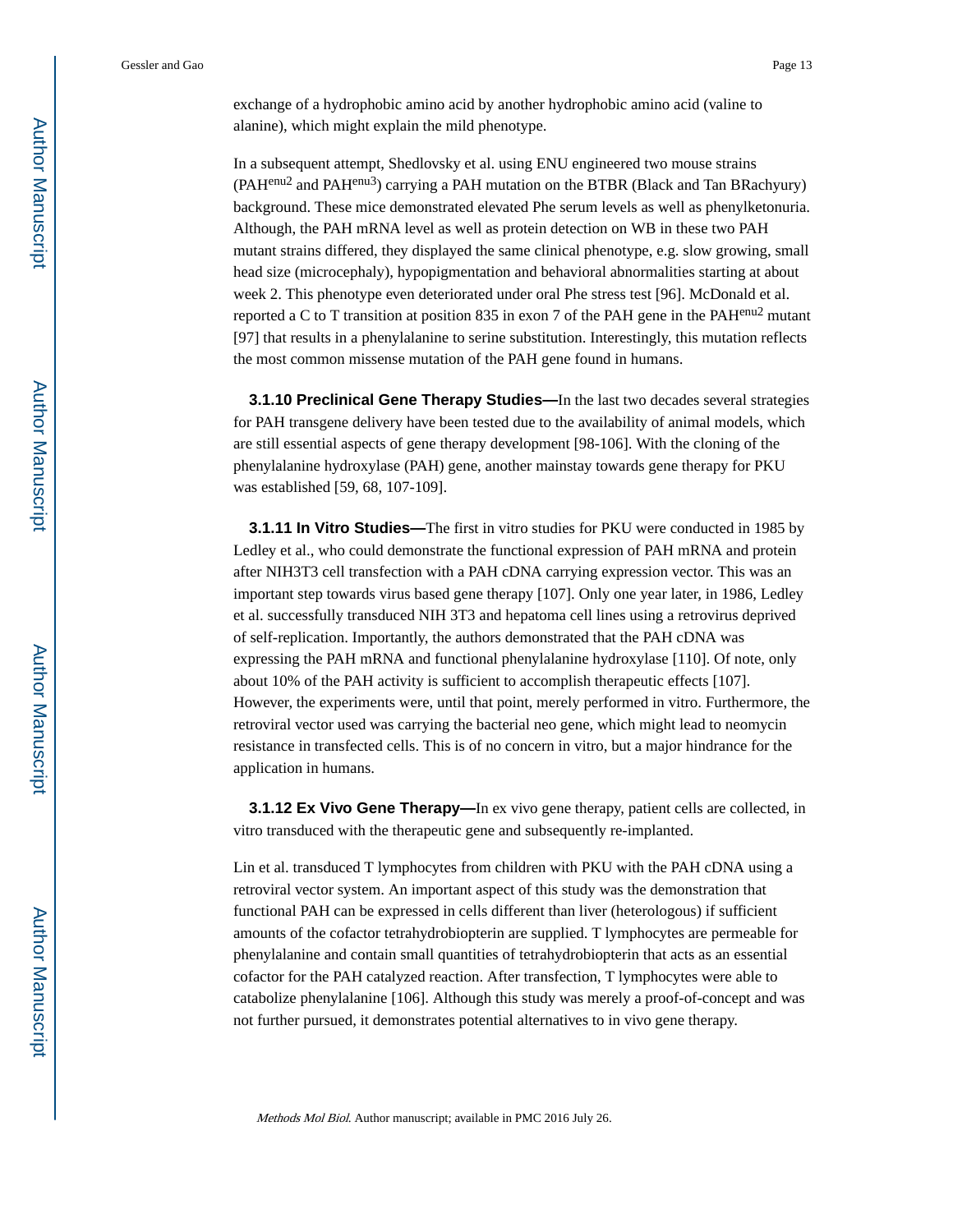exchange of a hydrophobic amino acid by another hydrophobic amino acid (valine to alanine), which might explain the mild phenotype.

In a subsequent attempt, Shedlovsky et al. using ENU engineered two mouse strains (PAH$^{enu2}$ and PAH$^{enu3}$) carrying a PAH mutation on the BTBR (Black and Tan BRachyury) background. These mice demonstrated elevated Phe serum levels as well as phenylketonuria. Although, the PAH mRNA level as well as protein detection on WB in these two PAH mutant strains differed, they displayed the same clinical phenotype, e.g. slow growing, small head size (microcephaly), hypopigmentation and behavioral abnormalities starting at about week 2. This phenotype even deteriorated under oral Phe stress test [96]. McDonald et al. reported a C to T transition at position 835 in exon 7 of the PAH gene in the PAH$^{enu2}$ mutant [97] that results in a phenylalanine to serine substitution. Interestingly, this mutation reflects the most common missense mutation of the PAH gene found in humans.

**3.1.10 Preclinical Gene Therapy Studies—**In the last two decades several strategies for PAH transgene delivery have been tested due to the availability of animal models, which are still essential aspects of gene therapy development [98-106]. With the cloning of the phenylalanine hydroxylase (PAH) gene, another mainstay towards gene therapy for PKU was established [59, 68, 107-109].

**3.1.11 In Vitro Studies—**The first in vitro studies for PKU were conducted in 1985 by Ledley et al., who could demonstrate the functional expression of PAH mRNA and protein after NIH3T3 cell transfection with a PAH cDNA carrying expression vector. This was an important step towards virus based gene therapy [107]. Only one year later, in 1986, Ledley et al. successfully transduced NIH 3T3 and hepatoma cell lines using a retrovirus deprived of self-replication. Importantly, the authors demonstrated that the PAH cDNA was expressing the PAH mRNA and functional phenylalanine hydroxylase [110]. Of note, only about 10% of the PAH activity is sufficient to accomplish therapeutic effects [107]. However, the experiments were, until that point, merely performed in vitro. Furthermore, the retroviral vector used was carrying the bacterial neo gene, which might lead to neomycin resistance in transfected cells. This is of no concern in vitro, but a major hindrance for the application in humans.

**3.1.12 Ex Vivo Gene Therapy—**In ex vivo gene therapy, patient cells are collected, in vitro transduced with the therapeutic gene and subsequently re-implanted.

Lin et al. transduced T lymphocytes from children with PKU with the PAH cDNA using a retroviral vector system. An important aspect of this study was the demonstration that functional PAH can be expressed in cells different than liver (heterologous) if sufficient amounts of the cofactor tetrahydrobiopterin are supplied. T lymphocytes are permeable for phenylalanine and contain small quantities of tetrahydrobiopterin that acts as an essential cofactor for the PAH catalyzed reaction. After transfection, T lymphocytes were able to catabolize phenylalanine [106]. Although this study was merely a proof-of-concept and was not further pursued, it demonstrates potential alternatives to in vivo gene therapy.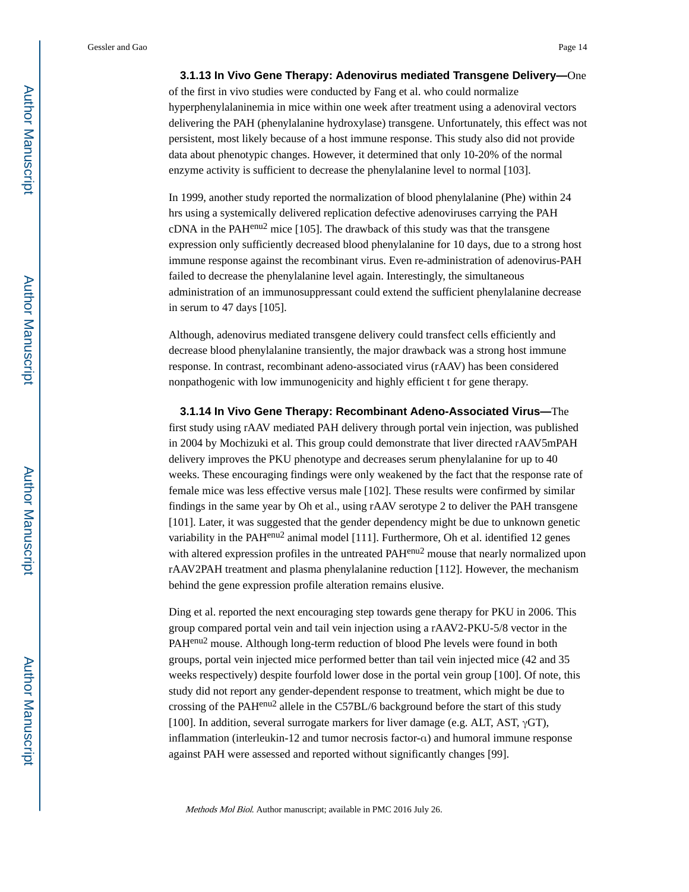**3.1.13 In Vivo Gene Therapy: Adenovirus mediated Transgene Delivery—**One of the first in vivo studies were conducted by Fang et al. who could normalize hyperphenylalaninemia in mice within one week after treatment using a adenoviral vectors delivering the PAH (phenylalanine hydroxylase) transgene. Unfortunately, this effect was not persistent, most likely because of a host immune response. This study also did not provide data about phenotypic changes. However, it determined that only 10-20% of the normal enzyme activity is sufficient to decrease the phenylalanine level to normal [103].

In 1999, another study reported the normalization of blood phenylalanine (Phe) within 24 hrs using a systemically delivered replication defective adenoviruses carrying the PAH cDNA in the $PAH^{enu2}$ mice [105]. The drawback of this study was that the transgene expression only sufficiently decreased blood phenylalanine for 10 days, due to a strong host immune response against the recombinant virus. Even re-administration of adenovirus-PAH failed to decrease the phenylalanine level again. Interestingly, the simultaneous administration of an immunosuppressant could extend the sufficient phenylalanine decrease in serum to 47 days [105].

Although, adenovirus mediated transgene delivery could transfect cells efficiently and decrease blood phenylalanine transiently, the major drawback was a strong host immune response. In contrast, recombinant adeno-associated virus (rAAV) has been considered nonpathogenic with low immunogenicity and highly efficient t for gene therapy.

**3.1.14 In Vivo Gene Therapy: Recombinant Adeno-Associated Virus—**The first study using rAAV mediated PAH delivery through portal vein injection, was published in 2004 by Mochizuki et al. This group could demonstrate that liver directed rAAV5mPAH delivery improves the PKU phenotype and decreases serum phenylalanine for up to 40 weeks. These encouraging findings were only weakened by the fact that the response rate of female mice was less effective versus male [102]. These results were confirmed by similar findings in the same year by Oh et al., using rAAV serotype 2 to deliver the PAH transgene [101]. Later, it was suggested that the gender dependency might be due to unknown genetic variability in the $PAH^{enu2}$ animal model [111]. Furthermore, Oh et al. identified 12 genes with altered expression profiles in the untreated $PAH^{enu2}$ mouse that nearly normalized upon rAAV2PAH treatment and plasma phenylalanine reduction [112]. However, the mechanism behind the gene expression profile alteration remains elusive.

Ding et al. reported the next encouraging step towards gene therapy for PKU in 2006. This group compared portal vein and tail vein injection using a rAAV2-PKU-5/8 vector in the $PAH^{enu2}$ mouse. Although long-term reduction of blood Phe levels were found in both groups, portal vein injected mice performed better than tail vein injected mice (42 and 35 weeks respectively) despite fourfold lower dose in the portal vein group [100]. Of note, this study did not report any gender-dependent response to treatment, which might be due to crossing of the $PAH^{enu2}$ allele in the C57BL/6 background before the start of this study [100]. In addition, several surrogate markers for liver damage (e.g. ALT, AST, γGT), inflammation (interleukin-12 and tumor necrosis factor-α) and humoral immune response against PAH were assessed and reported without significantly changes [99].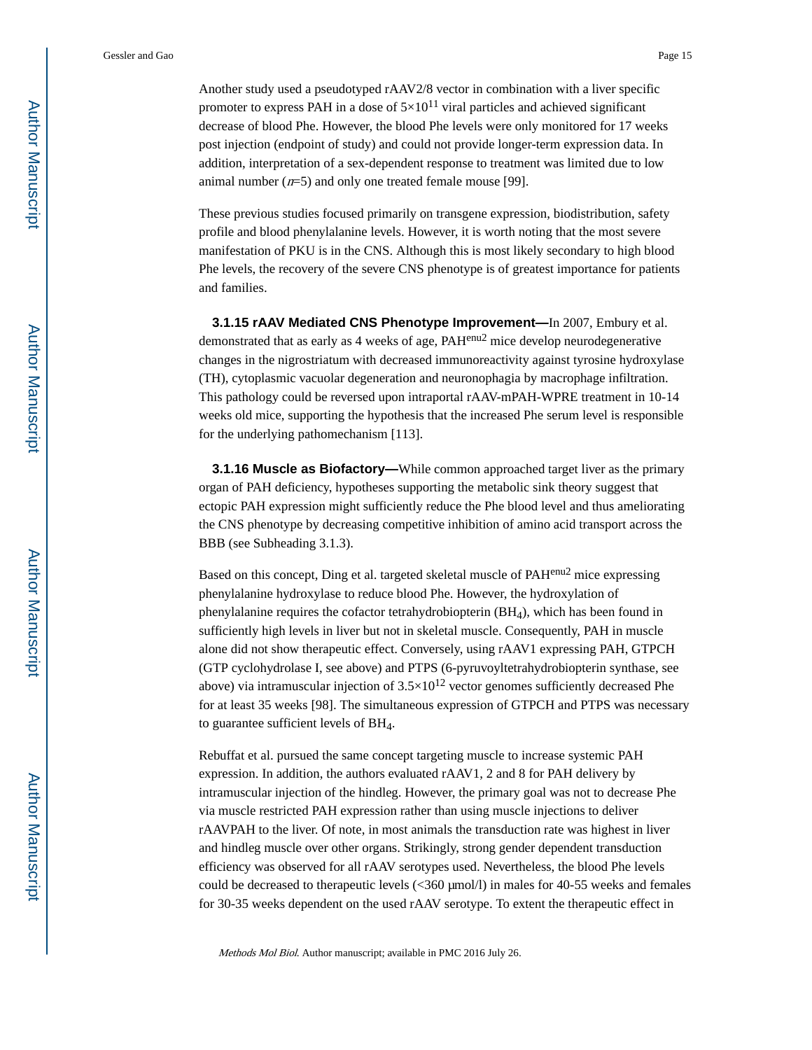Another study used a pseudotyped rAAV2/8 vector in combination with a liver specific promoter to express PAH in a dose of $5\times10^{11}$ viral particles and achieved significant decrease of blood Phe. However, the blood Phe levels were only monitored for 17 weeks post injection (endpoint of study) and could not provide longer-term expression data. In addition, interpretation of a sex-dependent response to treatment was limited due to low animal number ($n$=5) and only one treated female mouse [99].

These previous studies focused primarily on transgene expression, biodistribution, safety profile and blood phenylalanine levels. However, it is worth noting that the most severe manifestation of PKU is in the CNS. Although this is most likely secondary to high blood Phe levels, the recovery of the severe CNS phenotype is of greatest importance for patients and families.

**3.1.15 rAAV Mediated CNS Phenotype Improvement—**In 2007, Embury et al. demonstrated that as early as 4 weeks of age, $PAH^{enu2}$ mice develop neurodegenerative changes in the nigrostriatum with decreased immunoreactivity against tyrosine hydroxylase (TH), cytoplasmic vacuolar degeneration and neuronophagia by macrophage infiltration. This pathology could be reversed upon intraportal rAAV-mPAH-WPRE treatment in 10-14 weeks old mice, supporting the hypothesis that the increased Phe serum level is responsible for the underlying pathomechanism [113].

**3.1.16 Muscle as Biofactory—**While common approached target liver as the primary organ of PAH deficiency, hypotheses supporting the metabolic sink theory suggest that ectopic PAH expression might sufficiently reduce the Phe blood level and thus ameliorating the CNS phenotype by decreasing competitive inhibition of amino acid transport across the BBB (see Subheading 3.1.3).

Based on this concept, Ding et al. targeted skeletal muscle of $PAH^{enu2}$ mice expressing phenylalanine hydroxylase to reduce blood Phe. However, the hydroxylation of phenylalanine requires the cofactor tetrahydrobiopterin ($BH_4$), which has been found in sufficiently high levels in liver but not in skeletal muscle. Consequently, PAH in muscle alone did not show therapeutic effect. Conversely, using rAAV1 expressing PAH, GTPCH (GTP cyclohydrolase I, see above) and PTPS (6-pyruvoyltetrahydrobiopterin synthase, see above) via intramuscular injection of $3.5\times10^{12}$ vector genomes sufficiently decreased Phe for at least 35 weeks [98]. The simultaneous expression of GTPCH and PTPS was necessary to guarantee sufficient levels of $BH_4$.

Rebuffat et al. pursued the same concept targeting muscle to increase systemic PAH expression. In addition, the authors evaluated rAAV1, 2 and 8 for PAH delivery by intramuscular injection of the hindleg. However, the primary goal was not to decrease Phe via muscle restricted PAH expression rather than using muscle injections to deliver rAAVPAH to the liver. Of note, in most animals the transduction rate was highest in liver and hindleg muscle over other organs. Strikingly, strong gender dependent transduction efficiency was observed for all rAAV serotypes used. Nevertheless, the blood Phe levels could be decreased to therapeutic levels (<360 μmol/l) in males for 40-55 weeks and females for 30-35 weeks dependent on the used rAAV serotype. To extent the therapeutic effect in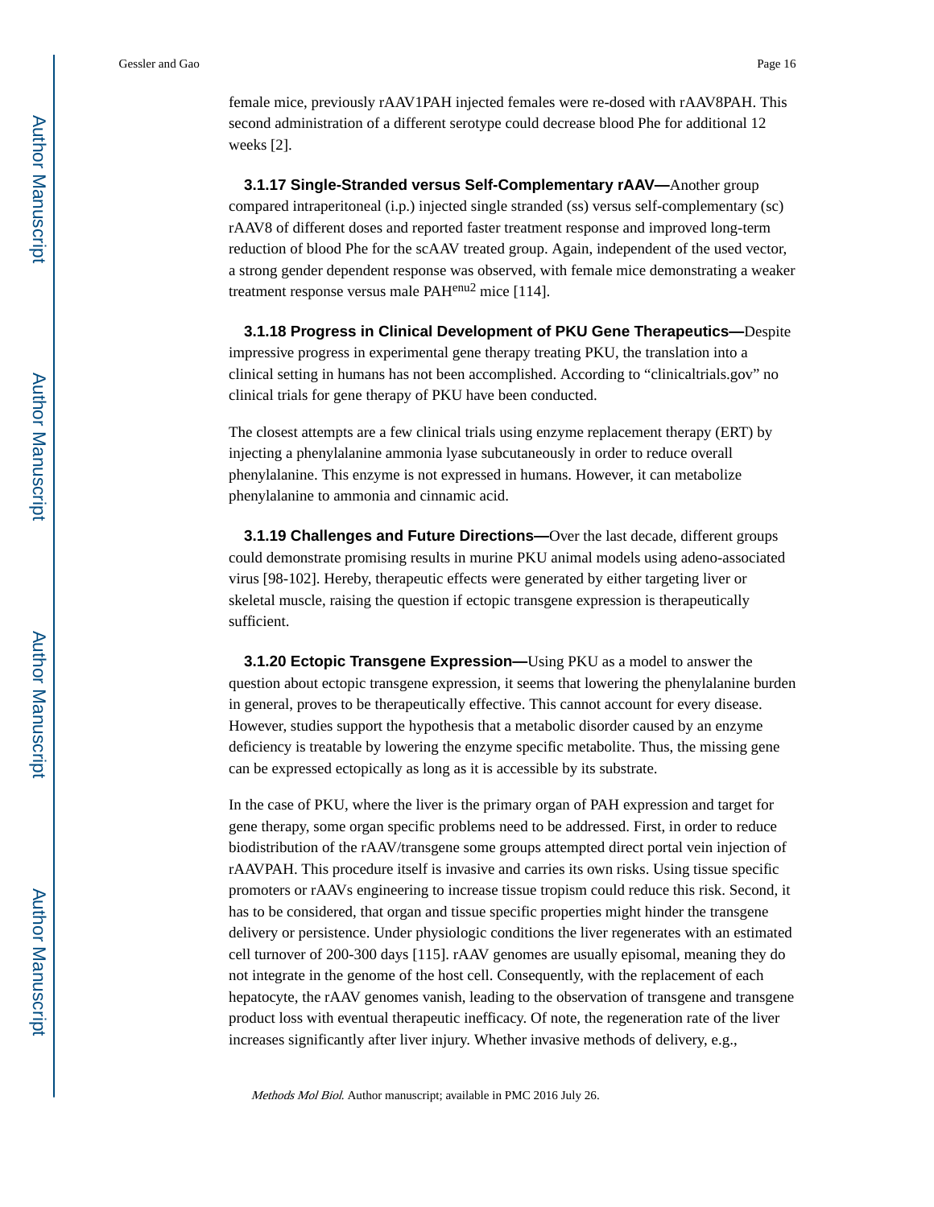female mice, previously rAAV1PAH injected females were re-dosed with rAAV8PAH. This second administration of a different serotype could decrease blood Phe for additional 12 weeks [2].

#### 3.1.17 Single-Stranded versus Self-Complementary rAAV—

Another group compared intraperitoneal (i.p.) injected single stranded (ss) versus self-complementary (sc) rAAV8 of different doses and reported faster treatment response and improved long-term reduction of blood Phe for the scAAV treated group. Again, independent of the used vector, a strong gender dependent response was observed, with female mice demonstrating a weaker treatment response versus male PAH$^{enu2}$ mice [114].

#### 3.1.18 Progress in Clinical Development of PKU Gene Therapeutics—

Despite impressive progress in experimental gene therapy treating PKU, the translation into a clinical setting in humans has not been accomplished. According to "clinicaltrials.gov" no clinical trials for gene therapy of PKU have been conducted.

The closest attempts are a few clinical trials using enzyme replacement therapy (ERT) by injecting a phenylalanine ammonia lyase subcutaneously in order to reduce overall phenylalanine. This enzyme is not expressed in humans. However, it can metabolize phenylalanine to ammonia and cinnamic acid.

#### 3.1.19 Challenges and Future Directions—

Over the last decade, different groups could demonstrate promising results in murine PKU animal models using adeno-associated virus [98-102]. Hereby, therapeutic effects were generated by either targeting liver or skeletal muscle, raising the question if ectopic transgene expression is therapeutically sufficient.

#### 3.1.20 Ectopic Transgene Expression—

Using PKU as a model to answer the question about ectopic transgene expression, it seems that lowering the phenylalanine burden in general, proves to be therapeutically effective. This cannot account for every disease. However, studies support the hypothesis that a metabolic disorder caused by an enzyme deficiency is treatable by lowering the enzyme specific metabolite. Thus, the missing gene can be expressed ectopically as long as it is accessible by its substrate.

In the case of PKU, where the liver is the primary organ of PAH expression and target for gene therapy, some organ specific problems need to be addressed. First, in order to reduce biodistribution of the rAAV/transgene some groups attempted direct portal vein injection of rAAVPAH. This procedure itself is invasive and carries its own risks. Using tissue specific promoters or rAAVs engineering to increase tissue tropism could reduce this risk. Second, it has to be considered, that organ and tissue specific properties might hinder the transgene delivery or persistence. Under physiologic conditions the liver regenerates with an estimated cell turnover of 200-300 days [115]. rAAV genomes are usually episomal, meaning they do not integrate in the genome of the host cell. Consequently, with the replacement of each hepatocyte, the rAAV genomes vanish, leading to the observation of transgene and transgene product loss with eventual therapeutic inefficacy. Of note, the regeneration rate of the liver increases significantly after liver injury. Whether invasive methods of delivery, e.g.,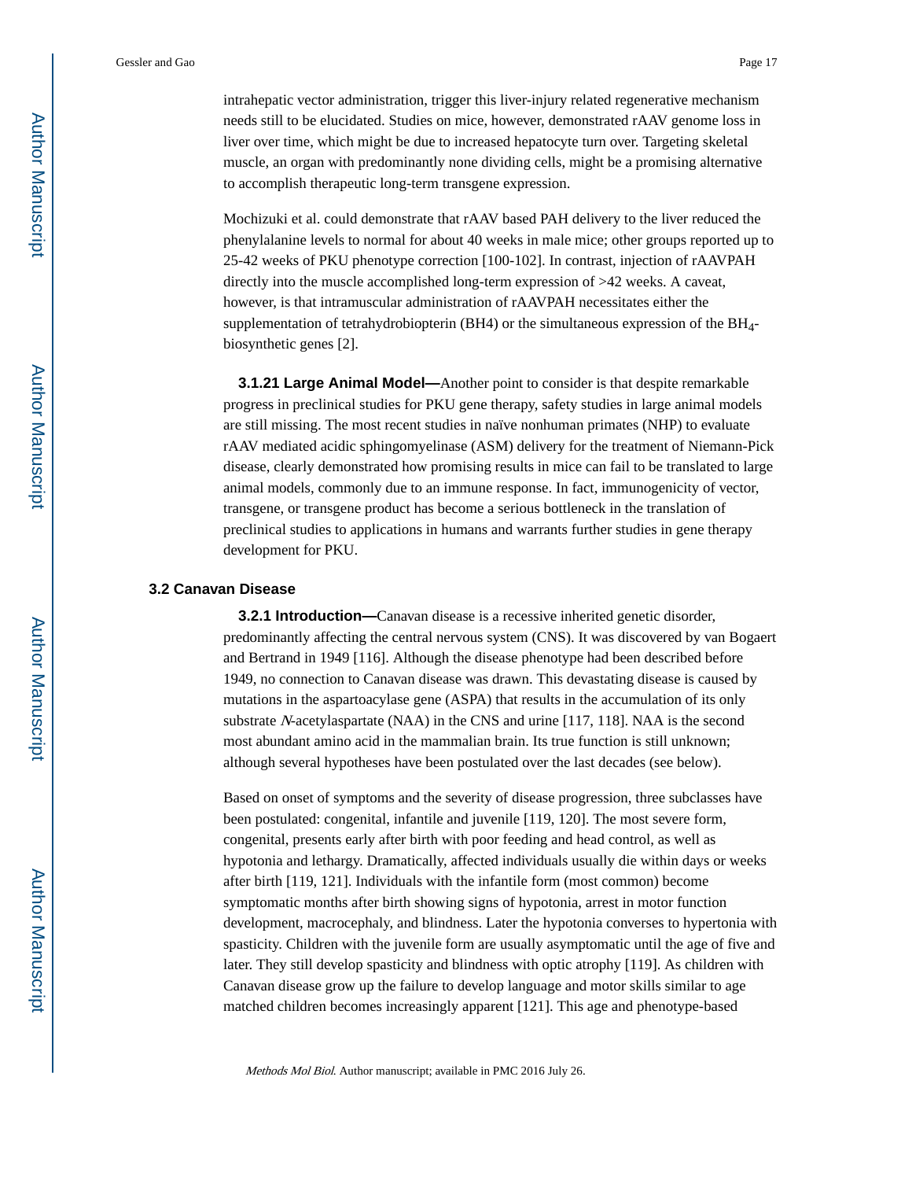intrahepatic vector administration, trigger this liver-injury related regenerative mechanism needs still to be elucidated. Studies on mice, however, demonstrated rAAV genome loss in liver over time, which might be due to increased hepatocyte turn over. Targeting skeletal muscle, an organ with predominantly none dividing cells, might be a promising alternative to accomplish therapeutic long-term transgene expression.

Mochizuki et al. could demonstrate that rAAV based PAH delivery to the liver reduced the phenylalanine levels to normal for about 40 weeks in male mice; other groups reported up to 25-42 weeks of PKU phenotype correction [100-102]. In contrast, injection of rAAVPAH directly into the muscle accomplished long-term expression of >42 weeks. A caveat, however, is that intramuscular administration of rAAVPAH necessitates either the supplementation of tetrahydrobiopterin (BH4) or the simultaneous expression of the $BH_4$-biosynthetic genes [2].

**3.1.21 Large Animal Model—**Another point to consider is that despite remarkable progress in preclinical studies for PKU gene therapy, safety studies in large animal models are still missing. The most recent studies in naïve nonhuman primates (NHP) to evaluate rAAV mediated acidic sphingomyelinase (ASM) delivery for the treatment of Niemann-Pick disease, clearly demonstrated how promising results in mice can fail to be translated to large animal models, commonly due to an immune response. In fact, immunogenicity of vector, transgene, or transgene product has become a serious bottleneck in the translation of preclinical studies to applications in humans and warrants further studies in gene therapy development for PKU.

### 3.2 Canavan Disease

**3.2.1 Introduction—**Canavan disease is a recessive inherited genetic disorder, predominantly affecting the central nervous system (CNS). It was discovered by van Bogaert and Bertrand in 1949 [116]. Although the disease phenotype had been described before 1949, no connection to Canavan disease was drawn. This devastating disease is caused by mutations in the aspartoacylase gene (ASPA) that results in the accumulation of its only substrate *N*-acetylaspartate (NAA) in the CNS and urine [117, 118]. NAA is the second most abundant amino acid in the mammalian brain. Its true function is still unknown; although several hypotheses have been postulated over the last decades (see below).

Based on onset of symptoms and the severity of disease progression, three subclasses have been postulated: congenital, infantile and juvenile [119, 120]. The most severe form, congenital, presents early after birth with poor feeding and head control, as well as hypotonia and lethargy. Dramatically, affected individuals usually die within days or weeks after birth [119, 121]. Individuals with the infantile form (most common) become symptomatic months after birth showing signs of hypotonia, arrest in motor function development, macrocephaly, and blindness. Later the hypotonia converses to hypertonia with spasticity. Children with the juvenile form are usually asymptomatic until the age of five and later. They still develop spasticity and blindness with optic atrophy [119]. As children with Canavan disease grow up the failure to develop language and motor skills similar to age matched children becomes increasingly apparent [121]. This age and phenotype-based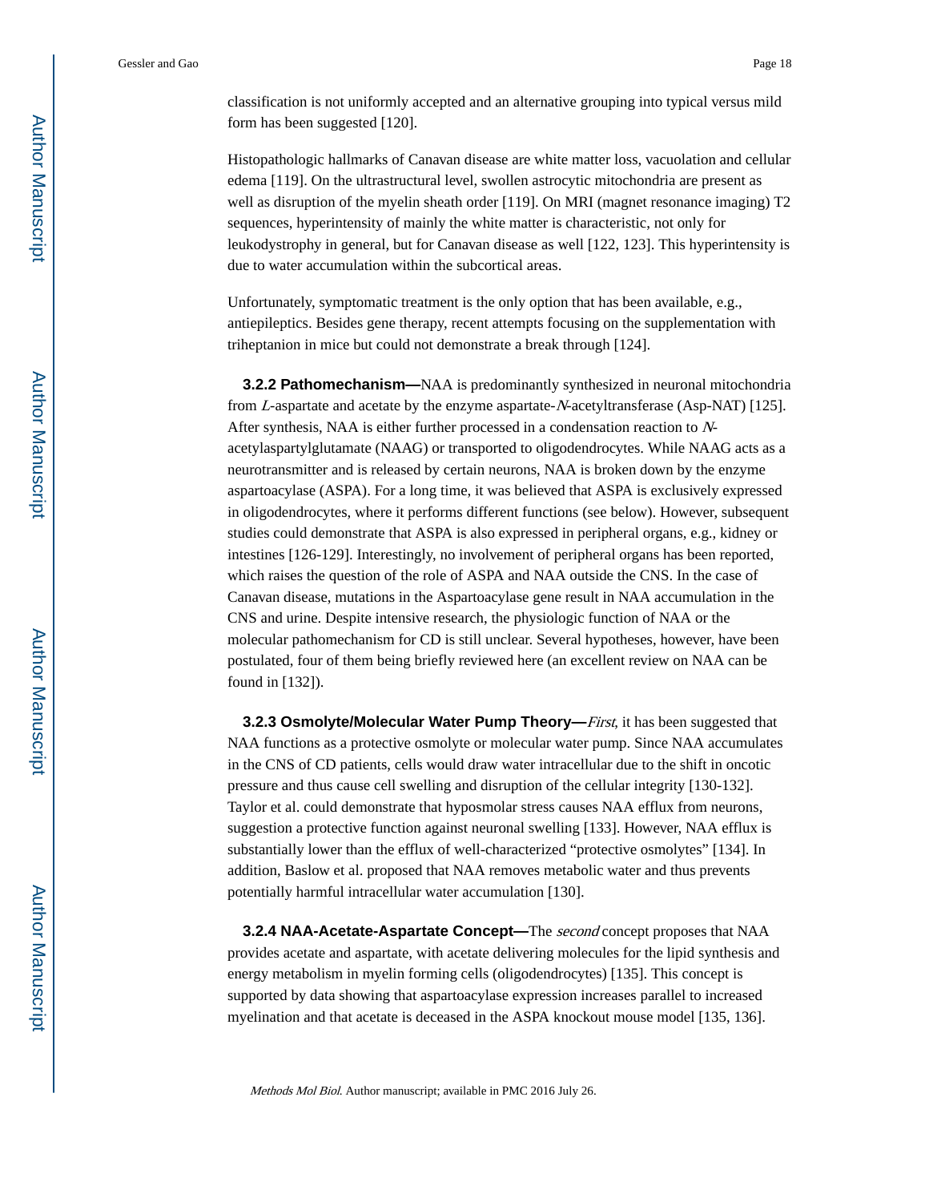classification is not uniformly accepted and an alternative grouping into typical versus mild form has been suggested [120].

Histopathologic hallmarks of Canavan disease are white matter loss, vacuolation and cellular edema [119]. On the ultrastructural level, swollen astrocytic mitochondria are present as well as disruption of the myelin sheath order [119]. On MRI (magnet resonance imaging) T2 sequences, hyperintensity of mainly the white matter is characteristic, not only for leukodystrophy in general, but for Canavan disease as well [122, 123]. This hyperintensity is due to water accumulation within the subcortical areas.

Unfortunately, symptomatic treatment is the only option that has been available, e.g., antiepileptics. Besides gene therapy, recent attempts focusing on the supplementation with triheptanion in mice but could not demonstrate a break through [124].

#### 3.2.2 Pathomechanism

NAA is predominantly synthesized in neuronal mitochondria from *L*-aspartate and acetate by the enzyme aspartate-*N*-acetyltransferase (Asp-NAT) [125]. After synthesis, NAA is either further processed in a condensation reaction to *N*-acetylaspartylglutamate (NAAG) or transported to oligodendrocytes. While NAAG acts as a neurotransmitter and is released by certain neurons, NAA is broken down by the enzyme aspartoacylase (ASPA). For a long time, it was believed that ASPA is exclusively expressed in oligodendrocytes, where it performs different functions (see below). However, subsequent studies could demonstrate that ASPA is also expressed in peripheral organs, e.g., kidney or intestines [126-129]. Interestingly, no involvement of peripheral organs has been reported, which raises the question of the role of ASPA and NAA outside the CNS. In the case of Canavan disease, mutations in the Aspartoacylase gene result in NAA accumulation in the CNS and urine. Despite intensive research, the physiologic function of NAA or the molecular pathomechanism for CD is still unclear. Several hypotheses, however, have been postulated, four of them being briefly reviewed here (an excellent review on NAA can be found in [132]).

#### 3.2.3 Osmolyte/Molecular Water Pump Theory

*First*, it has been suggested that NAA functions as a protective osmolyte or molecular water pump. Since NAA accumulates in the CNS of CD patients, cells would draw water intracellular due to the shift in oncotic pressure and thus cause cell swelling and disruption of the cellular integrity [130-132]. Taylor et al. could demonstrate that hyposmolar stress causes NAA efflux from neurons, suggestion a protective function against neuronal swelling [133]. However, NAA efflux is substantially lower than the efflux of well-characterized “protective osmolytes” [134]. In addition, Baslow et al. proposed that NAA removes metabolic water and thus prevents potentially harmful intracellular water accumulation [130].

#### 3.2.4 NAA-Acetate-Aspartate Concept

The *second* concept proposes that NAA provides acetate and aspartate, with acetate delivering molecules for the lipid synthesis and energy metabolism in myelin forming cells (oligodendrocytes) [135]. This concept is supported by data showing that aspartoacylase expression increases parallel to increased myelination and that acetate is deceased in the ASPA knockout mouse model [135, 136].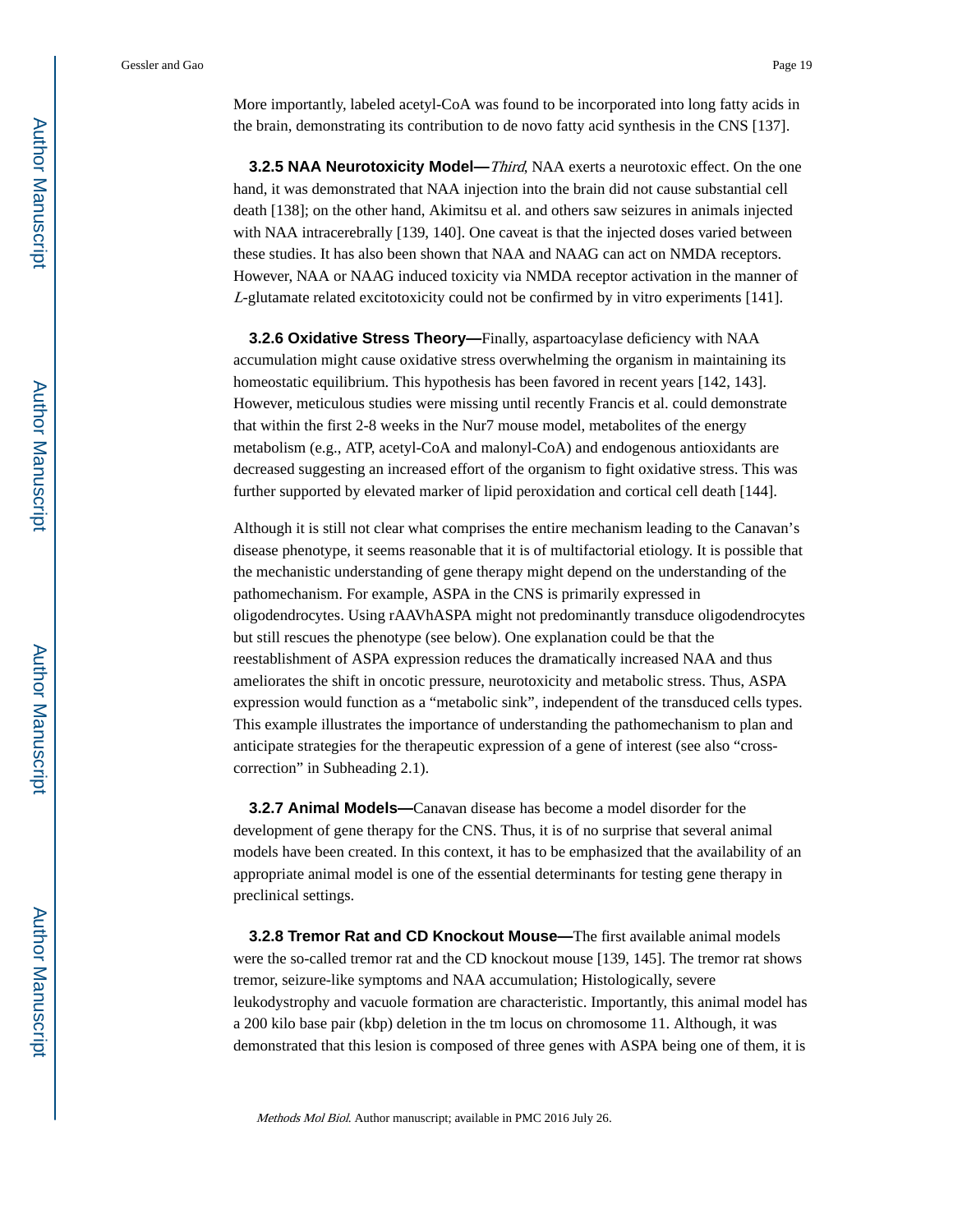More importantly, labeled acetyl-CoA was found to be incorporated into long fatty acids in the brain, demonstrating its contribution to de novo fatty acid synthesis in the CNS [137].

#### 3.2.5 NAA Neurotoxicity Model

*Third*, NAA exerts a neurotoxic effect. On the one hand, it was demonstrated that NAA injection into the brain did not cause substantial cell death [138]; on the other hand, Akimitsu et al. and others saw seizures in animals injected with NAA intracerebrally [139, 140]. One caveat is that the injected doses varied between these studies. It has also been shown that NAA and NAAG can act on NMDA receptors. However, NAA or NAAG induced toxicity via NMDA receptor activation in the manner of *L*-glutamate related excitotoxicity could not be confirmed by in vitro experiments [141].

#### 3.2.6 Oxidative Stress Theory

Finally, aspartoacylase deficiency with NAA accumulation might cause oxidative stress overwhelming the organism in maintaining its homeostatic equilibrium. This hypothesis has been favored in recent years [142, 143]. However, meticulous studies were missing until recently Francis et al. could demonstrate that within the first 2-8 weeks in the Nur7 mouse model, metabolites of the energy metabolism (e.g., ATP, acetyl-CoA and malonyl-CoA) and endogenous antioxidants are decreased suggesting an increased effort of the organism to fight oxidative stress. This was further supported by elevated marker of lipid peroxidation and cortical cell death [144].

Although it is still not clear what comprises the entire mechanism leading to the Canavan's disease phenotype, it seems reasonable that it is of multifactorial etiology. It is possible that the mechanistic understanding of gene therapy might depend on the understanding of the pathomechanism. For example, ASPA in the CNS is primarily expressed in oligodendrocytes. Using rAAVhASPA might not predominantly transduce oligodendrocytes but still rescues the phenotype (see below). One explanation could be that the reestablishment of ASPA expression reduces the dramatically increased NAA and thus ameliorates the shift in oncotic pressure, neurotoxicity and metabolic stress. Thus, ASPA expression would function as a "metabolic sink", independent of the transduced cells types. This example illustrates the importance of understanding the pathomechanism to plan and anticipate strategies for the therapeutic expression of a gene of interest (see also "cross-correction" in Subheading 2.1).

#### 3.2.7 Animal Models

Canavan disease has become a model disorder for the development of gene therapy for the CNS. Thus, it is of no surprise that several animal models have been created. In this context, it has to be emphasized that the availability of an appropriate animal model is one of the essential determinants for testing gene therapy in preclinical settings.

#### 3.2.8 Tremor Rat and CD Knockout Mouse

The first available animal models were the so-called tremor rat and the CD knockout mouse [139, 145]. The tremor rat shows tremor, seizure-like symptoms and NAA accumulation; Histologically, severe leukodystrophy and vacuole formation are characteristic. Importantly, this animal model has a 200 kilo base pair (kbp) deletion in the tm locus on chromosome 11. Although, it was demonstrated that this lesion is composed of three genes with ASPA being one of them, it is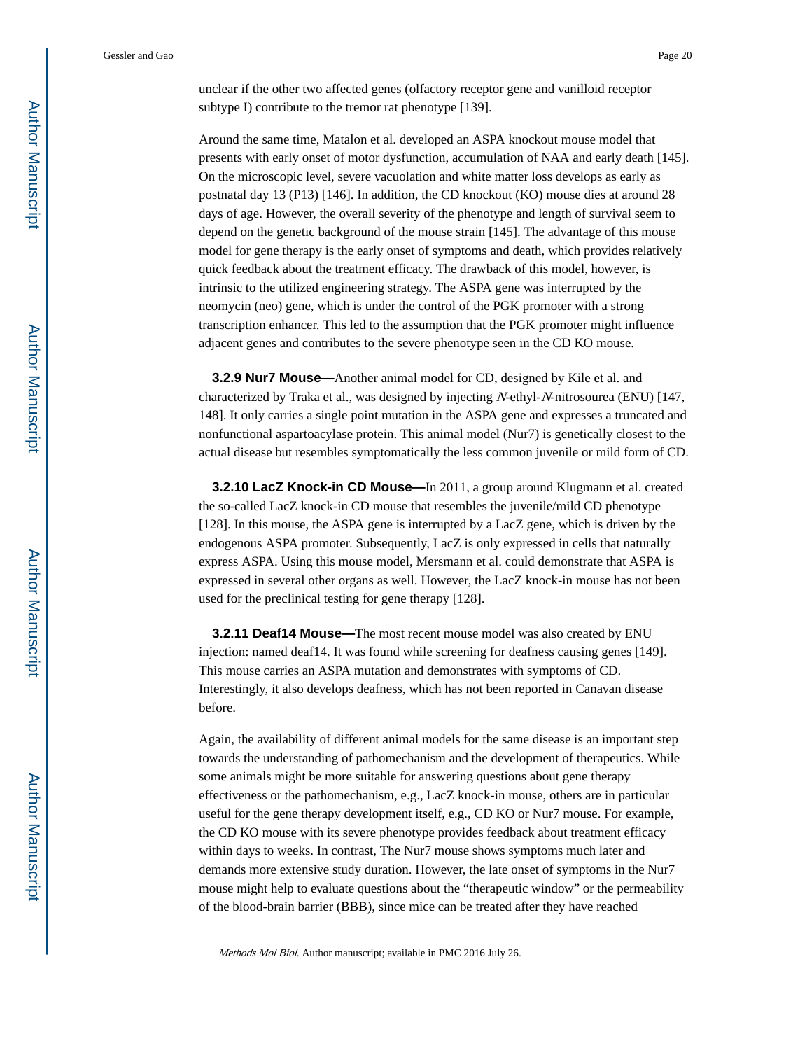unclear if the other two affected genes (olfactory receptor gene and vanilloid receptor subtype I) contribute to the tremor rat phenotype [139].

Around the same time, Matalon et al. developed an ASPA knockout mouse model that presents with early onset of motor dysfunction, accumulation of NAA and early death [145]. On the microscopic level, severe vacuolation and white matter loss develops as early as postnatal day 13 (P13) [146]. In addition, the CD knockout (KO) mouse dies at around 28 days of age. However, the overall severity of the phenotype and length of survival seem to depend on the genetic background of the mouse strain [145]. The advantage of this mouse model for gene therapy is the early onset of symptoms and death, which provides relatively quick feedback about the treatment efficacy. The drawback of this model, however, is intrinsic to the utilized engineering strategy. The ASPA gene was interrupted by the neomycin (neo) gene, which is under the control of the PGK promoter with a strong transcription enhancer. This led to the assumption that the PGK promoter might influence adjacent genes and contributes to the severe phenotype seen in the CD KO mouse.

#### 3.2.9 Nur7 Mouse

Another animal model for CD, designed by Kile et al. and characterized by Traka et al., was designed by injecting *N*-ethyl-*N*-nitrosourea (ENU) [147, 148]. It only carries a single point mutation in the ASPA gene and expresses a truncated and nonfunctional aspartoacylase protein. This animal model (Nur7) is genetically closest to the actual disease but resembles symptomatically the less common juvenile or mild form of CD.

#### 3.2.10 LacZ Knock-in CD Mouse

In 2011, a group around Klugmann et al. created the so-called LacZ knock-in CD mouse that resembles the juvenile/mild CD phenotype [128]. In this mouse, the ASPA gene is interrupted by a LacZ gene, which is driven by the endogenous ASPA promoter. Subsequently, LacZ is only expressed in cells that naturally express ASPA. Using this mouse model, Mersmann et al. could demonstrate that ASPA is expressed in several other organs as well. However, the LacZ knock-in mouse has not been used for the preclinical testing for gene therapy [128].

#### 3.2.11 Deaf14 Mouse

The most recent mouse model was also created by ENU injection: named deaf14. It was found while screening for deafness causing genes [149]. This mouse carries an ASPA mutation and demonstrates with symptoms of CD. Interestingly, it also develops deafness, which has not been reported in Canavan disease before.

Again, the availability of different animal models for the same disease is an important step towards the understanding of pathomechanism and the development of therapeutics. While some animals might be more suitable for answering questions about gene therapy effectiveness or the pathomechanism, e.g., LacZ knock-in mouse, others are in particular useful for the gene therapy development itself, e.g., CD KO or Nur7 mouse. For example, the CD KO mouse with its severe phenotype provides feedback about treatment efficacy within days to weeks. In contrast, The Nur7 mouse shows symptoms much later and demands more extensive study duration. However, the late onset of symptoms in the Nur7 mouse might help to evaluate questions about the "therapeutic window" or the permeability of the blood-brain barrier (BBB), since mice can be treated after they have reached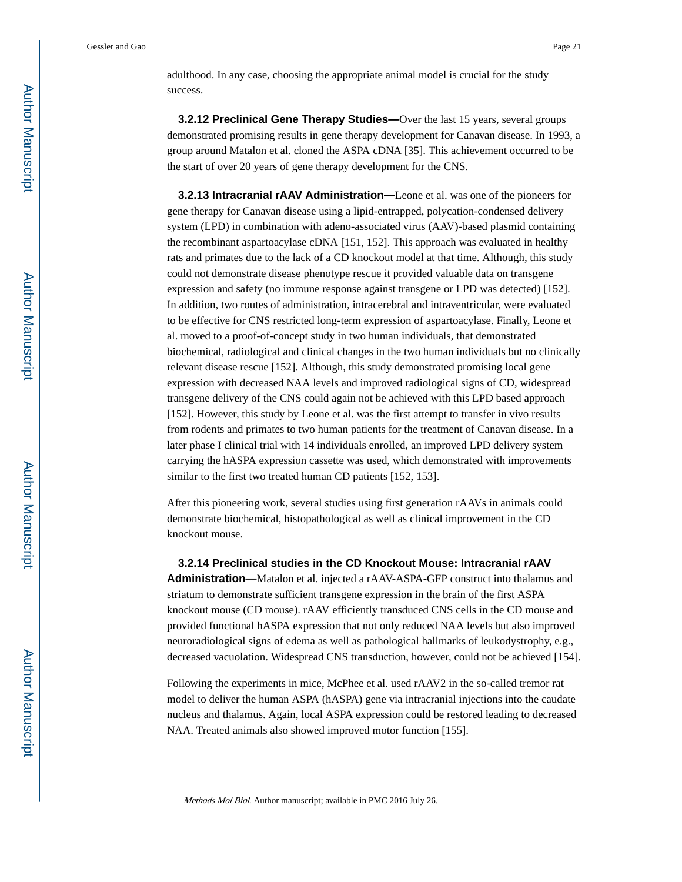adulthood. In any case, choosing the appropriate animal model is crucial for the study success.

**3.2.12 Preclinical Gene Therapy Studies—**Over the last 15 years, several groups demonstrated promising results in gene therapy development for Canavan disease. In 1993, a group around Matalon et al. cloned the ASPA cDNA [35]. This achievement occurred to be the start of over 20 years of gene therapy development for the CNS.

**3.2.13 Intracranial rAAV Administration—**Leone et al. was one of the pioneers for gene therapy for Canavan disease using a lipid-entrapped, polycation-condensed delivery system (LPD) in combination with adeno-associated virus (AAV)-based plasmid containing the recombinant aspartoacylase cDNA [151, 152]. This approach was evaluated in healthy rats and primates due to the lack of a CD knockout model at that time. Although, this study could not demonstrate disease phenotype rescue it provided valuable data on transgene expression and safety (no immune response against transgene or LPD was detected) [152]. In addition, two routes of administration, intracerebral and intraventricular, were evaluated to be effective for CNS restricted long-term expression of aspartoacylase. Finally, Leone et al. moved to a proof-of-concept study in two human individuals, that demonstrated biochemical, radiological and clinical changes in the two human individuals but no clinically relevant disease rescue [152]. Although, this study demonstrated promising local gene expression with decreased NAA levels and improved radiological signs of CD, widespread transgene delivery of the CNS could again not be achieved with this LPD based approach [152]. However, this study by Leone et al. was the first attempt to transfer in vivo results from rodents and primates to two human patients for the treatment of Canavan disease. In a later phase I clinical trial with 14 individuals enrolled, an improved LPD delivery system carrying the hASPA expression cassette was used, which demonstrated with improvements similar to the first two treated human CD patients [152, 153].

After this pioneering work, several studies using first generation rAAVs in animals could demonstrate biochemical, histopathological as well as clinical improvement in the CD knockout mouse.

**3.2.14 Preclinical studies in the CD Knockout Mouse: Intracranial rAAV Administration—**Matalon et al. injected a rAAV-ASPA-GFP construct into thalamus and striatum to demonstrate sufficient transgene expression in the brain of the first ASPA knockout mouse (CD mouse). rAAV efficiently transduced CNS cells in the CD mouse and provided functional hASPA expression that not only reduced NAA levels but also improved neuroradiological signs of edema as well as pathological hallmarks of leukodystrophy, e.g., decreased vacuolation. Widespread CNS transduction, however, could not be achieved [154].

Following the experiments in mice, McPhee et al. used rAAV2 in the so-called tremor rat model to deliver the human ASPA (hASPA) gene via intracranial injections into the caudate nucleus and thalamus. Again, local ASPA expression could be restored leading to decreased NAA. Treated animals also showed improved motor function [155].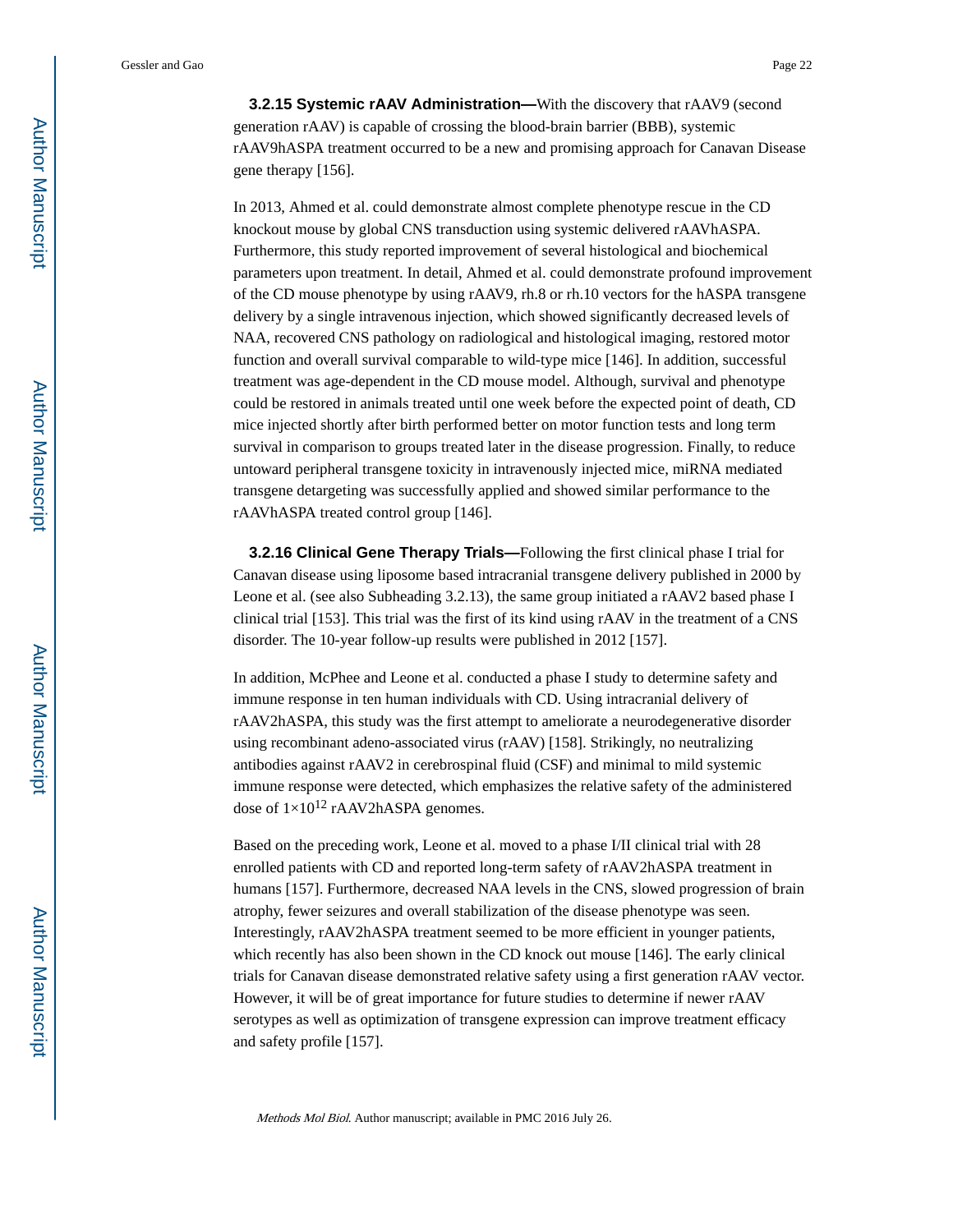**3.2.15 Systemic rAAV Administration—**With the discovery that rAAV9 (second generation rAAV) is capable of crossing the blood-brain barrier (BBB), systemic rAAV9hASPA treatment occurred to be a new and promising approach for Canavan Disease gene therapy [156].

In 2013, Ahmed et al. could demonstrate almost complete phenotype rescue in the CD knockout mouse by global CNS transduction using systemic delivered rAAVhASPA. Furthermore, this study reported improvement of several histological and biochemical parameters upon treatment. In detail, Ahmed et al. could demonstrate profound improvement of the CD mouse phenotype by using rAAV9, rh.8 or rh.10 vectors for the hASPA transgene delivery by a single intravenous injection, which showed significantly decreased levels of NAA, recovered CNS pathology on radiological and histological imaging, restored motor function and overall survival comparable to wild-type mice [146]. In addition, successful treatment was age-dependent in the CD mouse model. Although, survival and phenotype could be restored in animals treated until one week before the expected point of death, CD mice injected shortly after birth performed better on motor function tests and long term survival in comparison to groups treated later in the disease progression. Finally, to reduce untoward peripheral transgene toxicity in intravenously injected mice, miRNA mediated transgene detargeting was successfully applied and showed similar performance to the rAAVhASPA treated control group [146].

**3.2.16 Clinical Gene Therapy Trials—**Following the first clinical phase I trial for Canavan disease using liposome based intracranial transgene delivery published in 2000 by Leone et al. (see also Subheading 3.2.13), the same group initiated a rAAV2 based phase I clinical trial [153]. This trial was the first of its kind using rAAV in the treatment of a CNS disorder. The 10-year follow-up results were published in 2012 [157].

In addition, McPhee and Leone et al. conducted a phase I study to determine safety and immune response in ten human individuals with CD. Using intracranial delivery of rAAV2hASPA, this study was the first attempt to ameliorate a neurodegenerative disorder using recombinant adeno-associated virus (rAAV) [158]. Strikingly, no neutralizing antibodies against rAAV2 in cerebrospinal fluid (CSF) and minimal to mild systemic immune response were detected, which emphasizes the relative safety of the administered dose of $1\times10^{12}$ rAAV2hASPA genomes.

Based on the preceding work, Leone et al. moved to a phase I/II clinical trial with 28 enrolled patients with CD and reported long-term safety of rAAV2hASPA treatment in humans [157]. Furthermore, decreased NAA levels in the CNS, slowed progression of brain atrophy, fewer seizures and overall stabilization of the disease phenotype was seen. Interestingly, rAAV2hASPA treatment seemed to be more efficient in younger patients, which recently has also been shown in the CD knock out mouse [146]. The early clinical trials for Canavan disease demonstrated relative safety using a first generation rAAV vector. However, it will be of great importance for future studies to determine if newer rAAV serotypes as well as optimization of transgene expression can improve treatment efficacy and safety profile [157].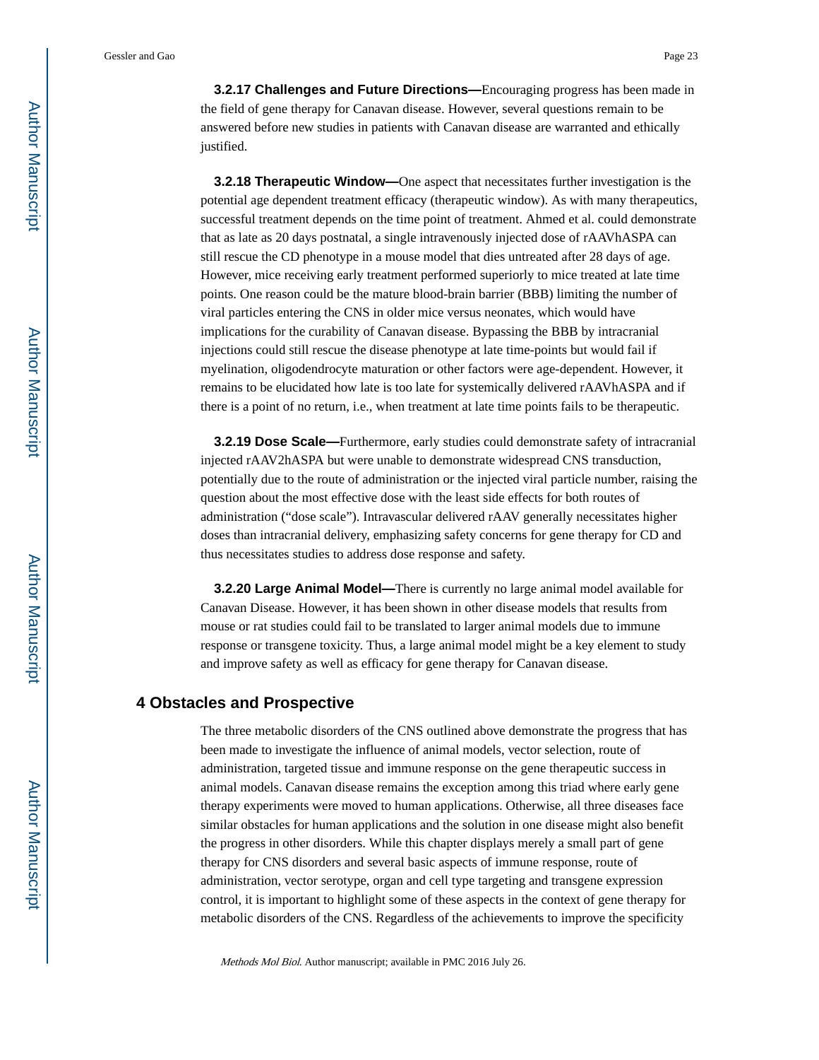**3.2.17 Challenges and Future Directions—**Encouraging progress has been made in the field of gene therapy for Canavan disease. However, several questions remain to be answered before new studies in patients with Canavan disease are warranted and ethically justified.

**3.2.18 Therapeutic Window—**One aspect that necessitates further investigation is the potential age dependent treatment efficacy (therapeutic window). As with many therapeutics, successful treatment depends on the time point of treatment. Ahmed et al. could demonstrate that as late as 20 days postnatal, a single intravenously injected dose of rAAVhASPA can still rescue the CD phenotype in a mouse model that dies untreated after 28 days of age. However, mice receiving early treatment performed superiorly to mice treated at late time points. One reason could be the mature blood-brain barrier (BBB) limiting the number of viral particles entering the CNS in older mice versus neonates, which would have implications for the curability of Canavan disease. Bypassing the BBB by intracranial injections could still rescue the disease phenotype at late time-points but would fail if myelination, oligodendrocyte maturation or other factors were age-dependent. However, it remains to be elucidated how late is too late for systemically delivered rAAVhASPA and if there is a point of no return, i.e., when treatment at late time points fails to be therapeutic.

**3.2.19 Dose Scale—**Furthermore, early studies could demonstrate safety of intracranial injected rAAV2hASPA but were unable to demonstrate widespread CNS transduction, potentially due to the route of administration or the injected viral particle number, raising the question about the most effective dose with the least side effects for both routes of administration ("dose scale"). Intravascular delivered rAAV generally necessitates higher doses than intracranial delivery, emphasizing safety concerns for gene therapy for CD and thus necessitates studies to address dose response and safety.

**3.2.20 Large Animal Model—**There is currently no large animal model available for Canavan Disease. However, it has been shown in other disease models that results from mouse or rat studies could fail to be translated to larger animal models due to immune response or transgene toxicity. Thus, a large animal model might be a key element to study and improve safety as well as efficacy for gene therapy for Canavan disease.

## 4 Obstacles and Prospective

The three metabolic disorders of the CNS outlined above demonstrate the progress that has been made to investigate the influence of animal models, vector selection, route of administration, targeted tissue and immune response on the gene therapeutic success in animal models. Canavan disease remains the exception among this triad where early gene therapy experiments were moved to human applications. Otherwise, all three diseases face similar obstacles for human applications and the solution in one disease might also benefit the progress in other disorders. While this chapter displays merely a small part of gene therapy for CNS disorders and several basic aspects of immune response, route of administration, vector serotype, organ and cell type targeting and transgene expression control, it is important to highlight some of these aspects in the context of gene therapy for metabolic disorders of the CNS. Regardless of the achievements to improve the specificity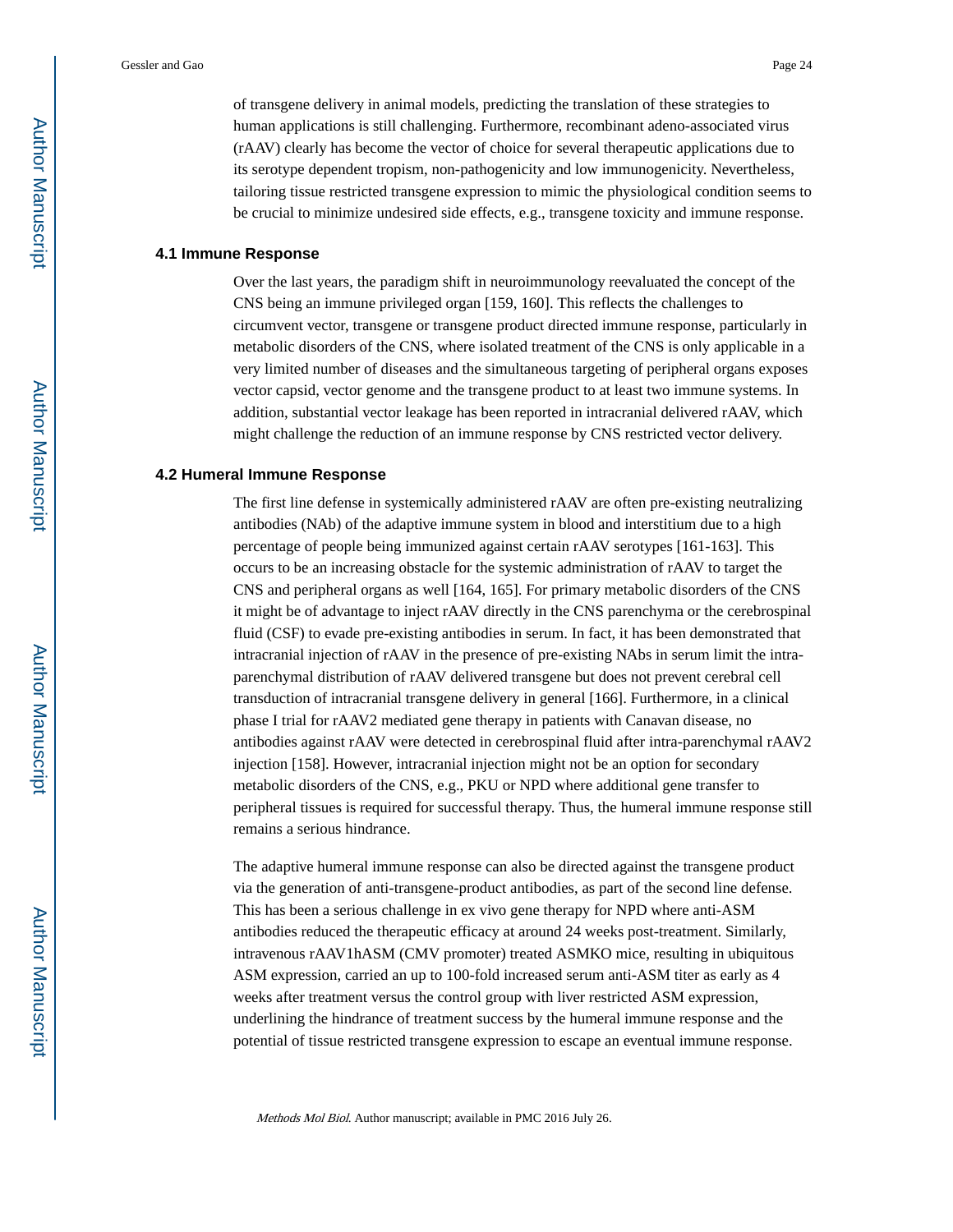of transgene delivery in animal models, predicting the translation of these strategies to human applications is still challenging. Furthermore, recombinant adeno-associated virus (rAAV) clearly has become the vector of choice for several therapeutic applications due to its serotype dependent tropism, non-pathogenicity and low immunogenicity. Nevertheless, tailoring tissue restricted transgene expression to mimic the physiological condition seems to be crucial to minimize undesired side effects, e.g., transgene toxicity and immune response.

### 4.1 Immune Response

Over the last years, the paradigm shift in neuroimmunology reevaluated the concept of the CNS being an immune privileged organ [159, 160]. This reflects the challenges to circumvent vector, transgene or transgene product directed immune response, particularly in metabolic disorders of the CNS, where isolated treatment of the CNS is only applicable in a very limited number of diseases and the simultaneous targeting of peripheral organs exposes vector capsid, vector genome and the transgene product to at least two immune systems. In addition, substantial vector leakage has been reported in intracranial delivered rAAV, which might challenge the reduction of an immune response by CNS restricted vector delivery.

### 4.2 Humeral Immune Response

The first line defense in systemically administered rAAV are often pre-existing neutralizing antibodies (NAb) of the adaptive immune system in blood and interstitium due to a high percentage of people being immunized against certain rAAV serotypes [161-163]. This occurs to be an increasing obstacle for the systemic administration of rAAV to target the CNS and peripheral organs as well [164, 165]. For primary metabolic disorders of the CNS it might be of advantage to inject rAAV directly in the CNS parenchyma or the cerebrospinal fluid (CSF) to evade pre-existing antibodies in serum. In fact, it has been demonstrated that intracranial injection of rAAV in the presence of pre-existing NAbs in serum limit the intra-parenchymal distribution of rAAV delivered transgene but does not prevent cerebral cell transduction of intracranial transgene delivery in general [166]. Furthermore, in a clinical phase I trial for rAAV2 mediated gene therapy in patients with Canavan disease, no antibodies against rAAV were detected in cerebrospinal fluid after intra-parenchymal rAAV2 injection [158]. However, intracranial injection might not be an option for secondary metabolic disorders of the CNS, e.g., PKU or NPD where additional gene transfer to peripheral tissues is required for successful therapy. Thus, the humeral immune response still remains a serious hindrance.

The adaptive humeral immune response can also be directed against the transgene product via the generation of anti-transgene-product antibodies, as part of the second line defense. This has been a serious challenge in ex vivo gene therapy for NPD where anti-ASM antibodies reduced the therapeutic efficacy at around 24 weeks post-treatment. Similarly, intravenous rAAV1hASM (CMV promoter) treated ASMKO mice, resulting in ubiquitous ASM expression, carried an up to 100-fold increased serum anti-ASM titer as early as 4 weeks after treatment versus the control group with liver restricted ASM expression, underlining the hindrance of treatment success by the humeral immune response and the potential of tissue restricted transgene expression to escape an eventual immune response.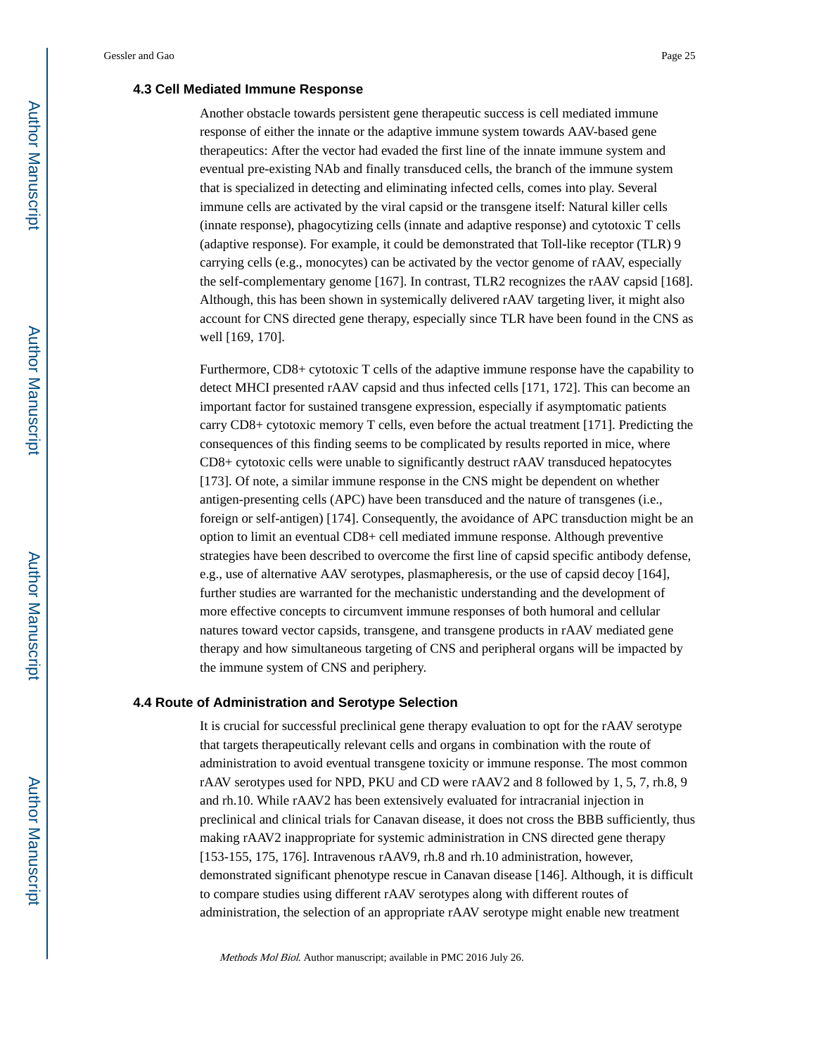### 4.3 Cell Mediated Immune Response

Another obstacle towards persistent gene therapeutic success is cell mediated immune response of either the innate or the adaptive immune system towards AAV-based gene therapeutics: After the vector had evaded the first line of the innate immune system and eventual pre-existing NAb and finally transduced cells, the branch of the immune system that is specialized in detecting and eliminating infected cells, comes into play. Several immune cells are activated by the viral capsid or the transgene itself: Natural killer cells (innate response), phagocytizing cells (innate and adaptive response) and cytotoxic T cells (adaptive response). For example, it could be demonstrated that Toll-like receptor (TLR) 9 carrying cells (e.g., monocytes) can be activated by the vector genome of rAAV, especially the self-complementary genome [167]. In contrast, TLR2 recognizes the rAAV capsid [168]. Although, this has been shown in systemically delivered rAAV targeting liver, it might also account for CNS directed gene therapy, especially since TLR have been found in the CNS as well [169, 170].

Furthermore, CD8+ cytotoxic T cells of the adaptive immune response have the capability to detect MHCI presented rAAV capsid and thus infected cells [171, 172]. This can become an important factor for sustained transgene expression, especially if asymptomatic patients carry CD8+ cytotoxic memory T cells, even before the actual treatment [171]. Predicting the consequences of this finding seems to be complicated by results reported in mice, where CD8+ cytotoxic cells were unable to significantly destruct rAAV transduced hepatocytes [173]. Of note, a similar immune response in the CNS might be dependent on whether antigen-presenting cells (APC) have been transduced and the nature of transgenes (i.e., foreign or self-antigen) [174]. Consequently, the avoidance of APC transduction might be an option to limit an eventual CD8+ cell mediated immune response. Although preventive strategies have been described to overcome the first line of capsid specific antibody defense, e.g., use of alternative AAV serotypes, plasmapheresis, or the use of capsid decoy [164], further studies are warranted for the mechanistic understanding and the development of more effective concepts to circumvent immune responses of both humoral and cellular natures toward vector capsids, transgene, and transgene products in rAAV mediated gene therapy and how simultaneous targeting of CNS and peripheral organs will be impacted by the immune system of CNS and periphery.

### 4.4 Route of Administration and Serotype Selection

It is crucial for successful preclinical gene therapy evaluation to opt for the rAAV serotype that targets therapeutically relevant cells and organs in combination with the route of administration to avoid eventual transgene toxicity or immune response. The most common rAAV serotypes used for NPD, PKU and CD were rAAV2 and 8 followed by 1, 5, 7, rh.8, 9 and rh.10. While rAAV2 has been extensively evaluated for intracranial injection in preclinical and clinical trials for Canavan disease, it does not cross the BBB sufficiently, thus making rAAV2 inappropriate for systemic administration in CNS directed gene therapy [153-155, 175, 176]. Intravenous rAAV9, rh.8 and rh.10 administration, however, demonstrated significant phenotype rescue in Canavan disease [146]. Although, it is difficult to compare studies using different rAAV serotypes along with different routes of administration, the selection of an appropriate rAAV serotype might enable new treatment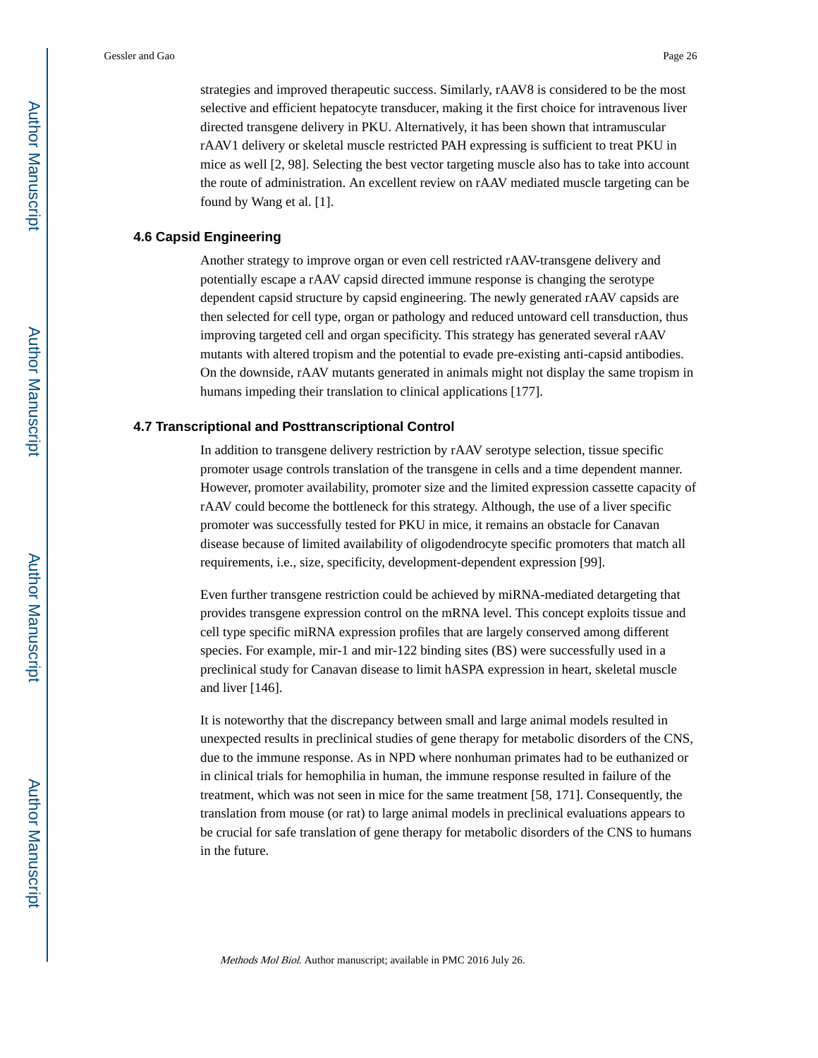strategies and improved therapeutic success. Similarly, rAAV8 is considered to be the most selective and efficient hepatocyte transducer, making it the first choice for intravenous liver directed transgene delivery in PKU. Alternatively, it has been shown that intramuscular rAAV1 delivery or skeletal muscle restricted PAH expressing is sufficient to treat PKU in mice as well [2, 98]. Selecting the best vector targeting muscle also has to take into account the route of administration. An excellent review on rAAV mediated muscle targeting can be found by Wang et al. [1].

### 4.6 Capsid Engineering

Another strategy to improve organ or even cell restricted rAAV-transgene delivery and potentially escape a rAAV capsid directed immune response is changing the serotype dependent capsid structure by capsid engineering. The newly generated rAAV capsids are then selected for cell type, organ or pathology and reduced untoward cell transduction, thus improving targeted cell and organ specificity. This strategy has generated several rAAV mutants with altered tropism and the potential to evade pre-existing anti-capsid antibodies. On the downside, rAAV mutants generated in animals might not display the same tropism in humans impeding their translation to clinical applications [177].

### 4.7 Transcriptional and Posttranscriptional Control

In addition to transgene delivery restriction by rAAV serotype selection, tissue specific promoter usage controls translation of the transgene in cells and a time dependent manner. However, promoter availability, promoter size and the limited expression cassette capacity of rAAV could become the bottleneck for this strategy. Although, the use of a liver specific promoter was successfully tested for PKU in mice, it remains an obstacle for Canavan disease because of limited availability of oligodendrocyte specific promoters that match all requirements, i.e., size, specificity, development-dependent expression [99].

Even further transgene restriction could be achieved by miRNA-mediated detargeting that provides transgene expression control on the mRNA level. This concept exploits tissue and cell type specific miRNA expression profiles that are largely conserved among different species. For example, mir-1 and mir-122 binding sites (BS) were successfully used in a preclinical study for Canavan disease to limit hASPA expression in heart, skeletal muscle and liver [146].

It is noteworthy that the discrepancy between small and large animal models resulted in unexpected results in preclinical studies of gene therapy for metabolic disorders of the CNS, due to the immune response. As in NPD where nonhuman primates had to be euthanized or in clinical trials for hemophilia in human, the immune response resulted in failure of the treatment, which was not seen in mice for the same treatment [58, 171]. Consequently, the translation from mouse (or rat) to large animal models in preclinical evaluations appears to be crucial for safe translation of gene therapy for metabolic disorders of the CNS to humans in the future.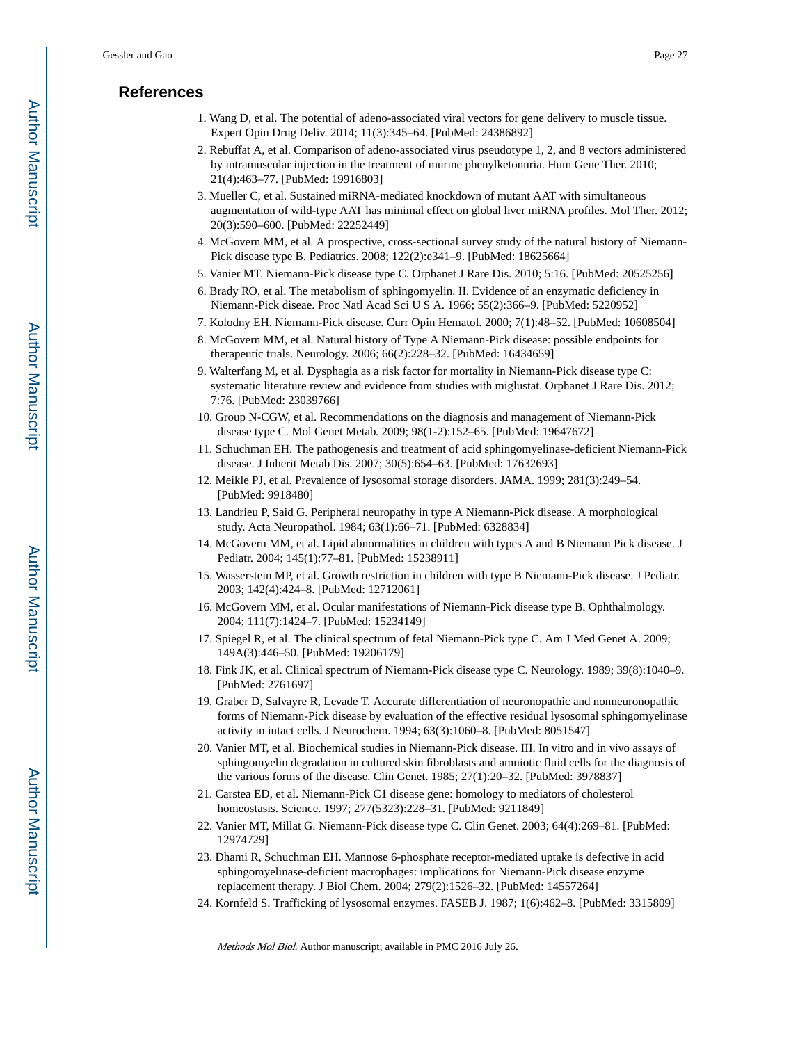## References

1. Wang D, et al. The potential of adeno-associated viral vectors for gene delivery to muscle tissue. Expert Opin Drug Deliv. 2014; 11(3):345–64. [PubMed: 24386892]
2. Rebuffat A, et al. Comparison of adeno-associated virus pseudotype 1, 2, and 8 vectors administered by intramuscular injection in the treatment of murine phenylketonuria. Hum Gene Ther. 2010; 21(4):463–77. [PubMed: 19916803]
3. Mueller C, et al. Sustained miRNA-mediated knockdown of mutant AAT with simultaneous augmentation of wild-type AAT has minimal effect on global liver miRNA profiles. Mol Ther. 2012; 20(3):590–600. [PubMed: 22252449]
4. McGovern MM, et al. A prospective, cross-sectional survey study of the natural history of Niemann-Pick disease type B. Pediatrics. 2008; 122(2):e341–9. [PubMed: 18625664]
5. Vanier MT. Niemann-Pick disease type C. Orphanet J Rare Dis. 2010; 5:16. [PubMed: 20525256]
6. Brady RO, et al. The metabolism of sphingomyelin. II. Evidence of an enzymatic deficiency in Niemann-Pick diseae. Proc Natl Acad Sci U S A. 1966; 55(2):366–9. [PubMed: 5220952]
7. Kolodny EH. Niemann-Pick disease. Curr Opin Hematol. 2000; 7(1):48–52. [PubMed: 10608504]
8. McGovern MM, et al. Natural history of Type A Niemann-Pick disease: possible endpoints for therapeutic trials. Neurology. 2006; 66(2):228–32. [PubMed: 16434659]
9. Walterfang M, et al. Dysphagia as a risk factor for mortality in Niemann-Pick disease type C: systematic literature review and evidence from studies with miglustat. Orphanet J Rare Dis. 2012; 7:76. [PubMed: 23039766]
10. Group N-CGW, et al. Recommendations on the diagnosis and management of Niemann-Pick disease type C. Mol Genet Metab. 2009; 98(1-2):152–65. [PubMed: 19647672]
11. Schuchman EH. The pathogenesis and treatment of acid sphingomyelinase-deficient Niemann-Pick disease. J Inherit Metab Dis. 2007; 30(5):654–63. [PubMed: 17632693]
12. Meikle PJ, et al. Prevalence of lysosomal storage disorders. JAMA. 1999; 281(3):249–54. [PubMed: 9918480]
13. Landrieu P, Said G. Peripheral neuropathy in type A Niemann-Pick disease. A morphological study. Acta Neuropathol. 1984; 63(1):66–71. [PubMed: 6328834]
14. McGovern MM, et al. Lipid abnormalities in children with types A and B Niemann Pick disease. J Pediatr. 2004; 145(1):77–81. [PubMed: 15238911]
15. Wasserstein MP, et al. Growth restriction in children with type B Niemann-Pick disease. J Pediatr. 2003; 142(4):424–8. [PubMed: 12712061]
16. McGovern MM, et al. Ocular manifestations of Niemann-Pick disease type B. Ophthalmology. 2004; 111(7):1424–7. [PubMed: 15234149]
17. Spiegel R, et al. The clinical spectrum of fetal Niemann-Pick type C. Am J Med Genet A. 2009; 149A(3):446–50. [PubMed: 19206179]
18. Fink JK, et al. Clinical spectrum of Niemann-Pick disease type C. Neurology. 1989; 39(8):1040–9. [PubMed: 2761697]
19. Graber D, Salvayre R, Levade T. Accurate differentiation of neuronopathic and nonneuronopathic forms of Niemann-Pick disease by evaluation of the effective residual lysosomal sphingomyelinase activity in intact cells. J Neurochem. 1994; 63(3):1060–8. [PubMed: 8051547]
20. Vanier MT, et al. Biochemical studies in Niemann-Pick disease. III. In vitro and in vivo assays of sphingomyelin degradation in cultured skin fibroblasts and amniotic fluid cells for the diagnosis of the various forms of the disease. Clin Genet. 1985; 27(1):20–32. [PubMed: 3978837]
21. Carstea ED, et al. Niemann-Pick C1 disease gene: homology to mediators of cholesterol homeostasis. Science. 1997; 277(5323):228–31. [PubMed: 9211849]
22. Vanier MT, Millat G. Niemann-Pick disease type C. Clin Genet. 2003; 64(4):269–81. [PubMed: 12974729]
23. Dhami R, Schuchman EH. Mannose 6-phosphate receptor-mediated uptake is defective in acid sphingomyelinase-deficient macrophages: implications for Niemann-Pick disease enzyme replacement therapy. J Biol Chem. 2004; 279(2):1526–32. [PubMed: 14557264]
24. Kornfeld S. Trafficking of lysosomal enzymes. FASEB J. 1987; 1(6):462–8. [PubMed: 3315809]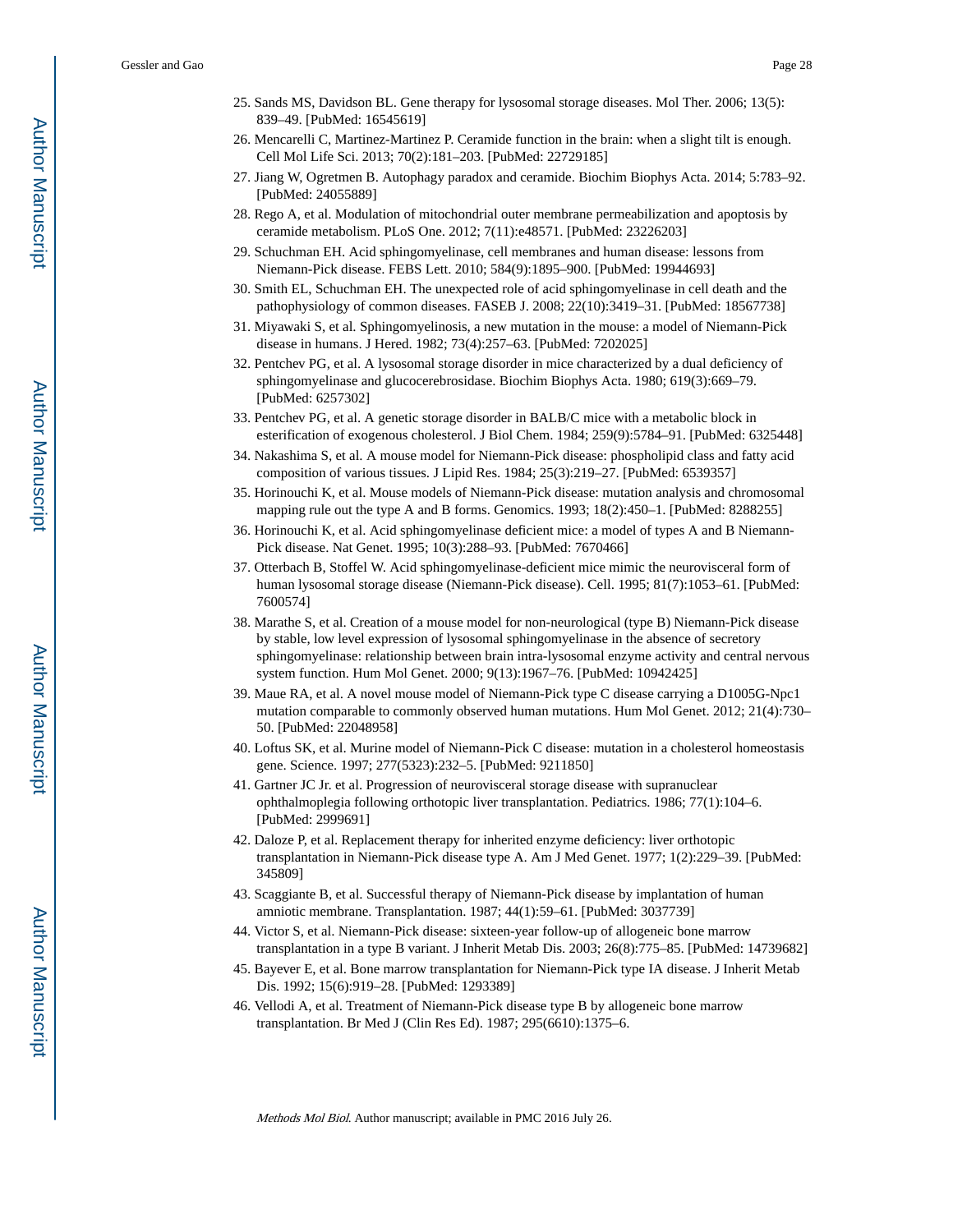25. Sands MS, Davidson BL. Gene therapy for lysosomal storage diseases. Mol Ther. 2006; 13(5): 839–49. [PubMed: 16545619]
26. Mencarelli C, Martinez-Martinez P. Ceramide function in the brain: when a slight tilt is enough. Cell Mol Life Sci. 2013; 70(2):181–203. [PubMed: 22729185]
27. Jiang W, Ogretmen B. Autophagy paradox and ceramide. Biochim Biophys Acta. 2014; 5:783–92. [PubMed: 24055889]
28. Rego A, et al. Modulation of mitochondrial outer membrane permeabilization and apoptosis by ceramide metabolism. PLoS One. 2012; 7(11):e48571. [PubMed: 23226203]
29. Schuchman EH. Acid sphingomyelinase, cell membranes and human disease: lessons from Niemann-Pick disease. FEBS Lett. 2010; 584(9):1895–900. [PubMed: 19944693]
30. Smith EL, Schuchman EH. The unexpected role of acid sphingomyelinase in cell death and the pathophysiology of common diseases. FASEB J. 2008; 22(10):3419–31. [PubMed: 18567738]
31. Miyawaki S, et al. Sphingomyelinosis, a new mutation in the mouse: a model of Niemann-Pick disease in humans. J Hered. 1982; 73(4):257–63. [PubMed: 7202025]
32. Pentchev PG, et al. A lysosomal storage disorder in mice characterized by a dual deficiency of sphingomyelinase and glucocerebrosidase. Biochim Biophys Acta. 1980; 619(3):669–79. [PubMed: 6257302]
33. Pentchev PG, et al. A genetic storage disorder in BALB/C mice with a metabolic block in esterification of exogenous cholesterol. J Biol Chem. 1984; 259(9):5784–91. [PubMed: 6325448]
34. Nakashima S, et al. A mouse model for Niemann-Pick disease: phospholipid class and fatty acid composition of various tissues. J Lipid Res. 1984; 25(3):219–27. [PubMed: 6539357]
35. Horinouchi K, et al. Mouse models of Niemann-Pick disease: mutation analysis and chromosomal mapping rule out the type A and B forms. Genomics. 1993; 18(2):450–1. [PubMed: 8288255]
36. Horinouchi K, et al. Acid sphingomyelinase deficient mice: a model of types A and B Niemann-Pick disease. Nat Genet. 1995; 10(3):288–93. [PubMed: 7670466]
37. Otterbach B, Stoffel W. Acid sphingomyelinase-deficient mice mimic the neurovisceral form of human lysosomal storage disease (Niemann-Pick disease). Cell. 1995; 81(7):1053–61. [PubMed: 7600574]
38. Marathe S, et al. Creation of a mouse model for non-neurological (type B) Niemann-Pick disease by stable, low level expression of lysosomal sphingomyelinase in the absence of secretory sphingomyelinase: relationship between brain intra-lysosomal enzyme activity and central nervous system function. Hum Mol Genet. 2000; 9(13):1967–76. [PubMed: 10942425]
39. Maue RA, et al. A novel mouse model of Niemann-Pick type C disease carrying a D1005G-Npc1 mutation comparable to commonly observed human mutations. Hum Mol Genet. 2012; 21(4):730–50. [PubMed: 22048958]
40. Loftus SK, et al. Murine model of Niemann-Pick C disease: mutation in a cholesterol homeostasis gene. Science. 1997; 277(5323):232–5. [PubMed: 9211850]
41. Gartner JC Jr. et al. Progression of neurovisceral storage disease with supranuclear ophthalmoplegia following orthotopic liver transplantation. Pediatrics. 1986; 77(1):104–6. [PubMed: 2999691]
42. Daloze P, et al. Replacement therapy for inherited enzyme deficiency: liver orthotopic transplantation in Niemann-Pick disease type A. Am J Med Genet. 1977; 1(2):229–39. [PubMed: 345809]
43. Scaggiante B, et al. Successful therapy of Niemann-Pick disease by implantation of human amniotic membrane. Transplantation. 1987; 44(1):59–61. [PubMed: 3037739]
44. Victor S, et al. Niemann-Pick disease: sixteen-year follow-up of allogeneic bone marrow transplantation in a type B variant. J Inherit Metab Dis. 2003; 26(8):775–85. [PubMed: 14739682]
45. Bayever E, et al. Bone marrow transplantation for Niemann-Pick type IA disease. J Inherit Metab Dis. 1992; 15(6):919–28. [PubMed: 1293389]
46. Vellodi A, et al. Treatment of Niemann-Pick disease type B by allogeneic bone marrow transplantation. Br Med J (Clin Res Ed). 1987; 295(6610):1375–6.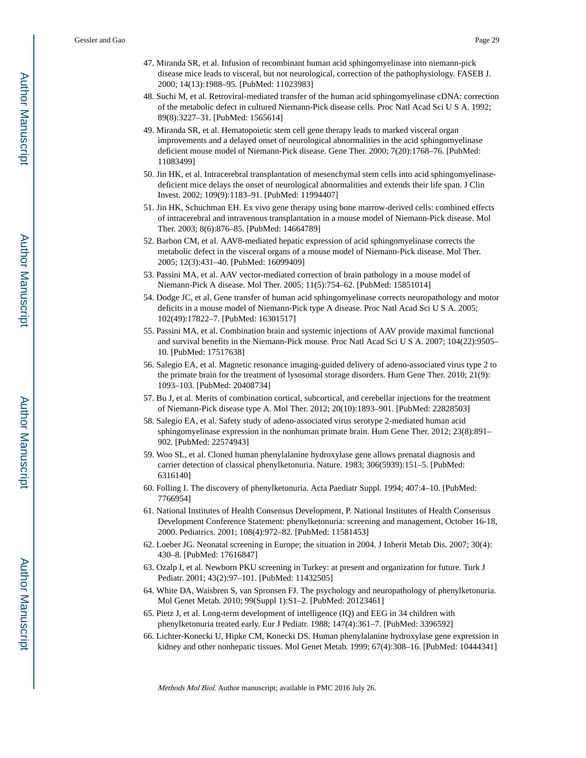47. Miranda SR, et al. Infusion of recombinant human acid sphingomyelinase into niemann-pick disease mice leads to visceral, but not neurological, correction of the pathophysiology. FASEB J. 2000; 14(13):1988–95. [PubMed: 11023983]
48. Suchi M, et al. Retroviral-mediated transfer of the human acid sphingomyelinase cDNA: correction of the metabolic defect in cultured Niemann-Pick disease cells. Proc Natl Acad Sci U S A. 1992; 89(8):3227–31. [PubMed: 1565614]
49. Miranda SR, et al. Hematopoietic stem cell gene therapy leads to marked visceral organ improvements and a delayed onset of neurological abnormalities in the acid sphingomyelinase deficient mouse model of Niemann-Pick disease. Gene Ther. 2000; 7(20):1768–76. [PubMed: 11083499]
50. Jin HK, et al. Intracerebral transplantation of mesenchymal stem cells into acid sphingomyelinase-deficient mice delays the onset of neurological abnormalities and extends their life span. J Clin Invest. 2002; 109(9):1183–91. [PubMed: 11994407]
51. Jin HK, Schuchman EH. Ex vivo gene therapy using bone marrow-derived cells: combined effects of intracerebral and intravenous transplantation in a mouse model of Niemann-Pick disease. Mol Ther. 2003; 8(6):876–85. [PubMed: 14664789]
52. Barbon CM, et al. AAV8-mediated hepatic expression of acid sphingomyelinase corrects the metabolic defect in the visceral organs of a mouse model of Niemann-Pick disease. Mol Ther. 2005; 12(3):431–40. [PubMed: 16099409]
53. Passini MA, et al. AAV vector-mediated correction of brain pathology in a mouse model of Niemann-Pick A disease. Mol Ther. 2005; 11(5):754–62. [PubMed: 15851014]
54. Dodge JC, et al. Gene transfer of human acid sphingomyelinase corrects neuropathology and motor deficits in a mouse model of Niemann-Pick type A disease. Proc Natl Acad Sci U S A. 2005; 102(49):17822–7. [PubMed: 16301517]
55. Passini MA, et al. Combination brain and systemic injections of AAV provide maximal functional and survival benefits in the Niemann-Pick mouse. Proc Natl Acad Sci U S A. 2007; 104(22):9505–10. [PubMed: 17517638]
56. Salegio EA, et al. Magnetic resonance imaging-guided delivery of adeno-associated virus type 2 to the primate brain for the treatment of lysosomal storage disorders. Hum Gene Ther. 2010; 21(9):1093–103. [PubMed: 20408734]
57. Bu J, et al. Merits of combination cortical, subcortical, and cerebellar injections for the treatment of Niemann-Pick disease type A. Mol Ther. 2012; 20(10):1893–901. [PubMed: 22828503]
58. Salegio EA, et al. Safety study of adeno-associated virus serotype 2-mediated human acid sphingomyelinase expression in the nonhuman primate brain. Hum Gene Ther. 2012; 23(8):891–902. [PubMed: 22574943]
59. Woo SL, et al. Cloned human phenylalanine hydroxylase gene allows prenatal diagnosis and carrier detection of classical phenylketonuria. Nature. 1983; 306(5939):151–5. [PubMed: 6316140]
60. Folling I. The discovery of phenylketonuria. Acta Paediatr Suppl. 1994; 407:4–10. [PubMed: 7766954]
61. National Institutes of Health Consensus Development, P. National Institutes of Health Consensus Development Conference Statement: phenylketonuria: screening and management, October 16-18, 2000. Pediatrics. 2001; 108(4):972–82. [PubMed: 11581453]
62. Loeber JG. Neonatal screening in Europe; the situation in 2004. J Inherit Metab Dis. 2007; 30(4):430–8. [PubMed: 17616847]
63. Ozalp I, et al. Newborn PKU screening in Turkey: at present and organization for future. Turk J Pediatr. 2001; 43(2):97–101. [PubMed: 11432505]
64. White DA, Waisbren S, van Spronsen FJ. The psychology and neuropathology of phenylketonuria. Mol Genet Metab. 2010; 99(Suppl 1):S1–2. [PubMed: 20123461]
65. Pietz J, et al. Long-term development of intelligence (IQ) and EEG in 34 children with phenylketonuria treated early. Eur J Pediatr. 1988; 147(4):361–7. [PubMed: 3396592]
66. Lichter-Konecki U, Hipke CM, Konecki DS. Human phenylalanine hydroxylase gene expression in kidney and other nonhepatic tissues. Mol Genet Metab. 1999; 67(4):308–16. [PubMed: 10444341]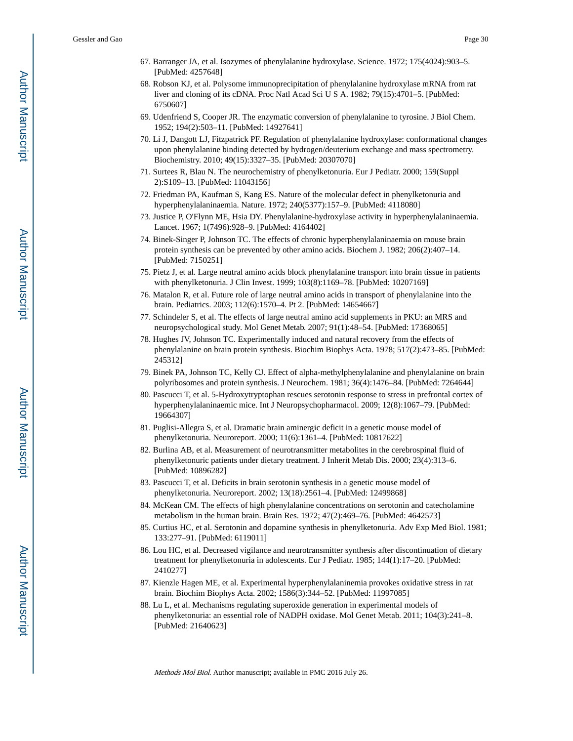67. Barranger JA, et al. Isozymes of phenylalanine hydroxylase. Science. 1972; 175(4024):903–5. [PubMed: 4257648]
68. Robson KJ, et al. Polysome immunoprecipitation of phenylalanine hydroxylase mRNA from rat liver and cloning of its cDNA. Proc Natl Acad Sci U S A. 1982; 79(15):4701–5. [PubMed: 6750607]
69. Udenfriend S, Cooper JR. The enzymatic conversion of phenylalanine to tyrosine. J Biol Chem. 1952; 194(2):503–11. [PubMed: 14927641]
70. Li J, Dangott LJ, Fitzpatrick PF. Regulation of phenylalanine hydroxylase: conformational changes upon phenylalanine binding detected by hydrogen/deuterium exchange and mass spectrometry. Biochemistry. 2010; 49(15):3327–35. [PubMed: 20307070]
71. Surtees R, Blau N. The neurochemistry of phenylketonuria. Eur J Pediatr. 2000; 159(Suppl 2):S109–13. [PubMed: 11043156]
72. Friedman PA, Kaufman S, Kang ES. Nature of the molecular defect in phenylketonuria and hyperphenylalaninaemia. Nature. 1972; 240(5377):157–9. [PubMed: 4118080]
73. Justice P, O'Flynn ME, Hsia DY. Phenylalanine-hydroxylase activity in hyperphenylalaninaemia. Lancet. 1967; 1(7496):928–9. [PubMed: 4164402]
74. Binek-Singer P, Johnson TC. The effects of chronic hyperphenylalaninaemia on mouse brain protein synthesis can be prevented by other amino acids. Biochem J. 1982; 206(2):407–14. [PubMed: 7150251]
75. Pietz J, et al. Large neutral amino acids block phenylalanine transport into brain tissue in patients with phenylketonuria. J Clin Invest. 1999; 103(8):1169–78. [PubMed: 10207169]
76. Matalon R, et al. Future role of large neutral amino acids in transport of phenylalanine into the brain. Pediatrics. 2003; 112(6):1570–4. Pt 2. [PubMed: 14654667]
77. Schindeler S, et al. The effects of large neutral amino acid supplements in PKU: an MRS and neuropsychological study. Mol Genet Metab. 2007; 91(1):48–54. [PubMed: 17368065]
78. Hughes JV, Johnson TC. Experimentally induced and natural recovery from the effects of phenylalanine on brain protein synthesis. Biochim Biophys Acta. 1978; 517(2):473–85. [PubMed: 245312]
79. Binek PA, Johnson TC, Kelly CJ. Effect of alpha-methylphenylalanine and phenylalanine on brain polyribosomes and protein synthesis. J Neurochem. 1981; 36(4):1476–84. [PubMed: 7264644]
80. Pascucci T, et al. 5-Hydroxytryptophan rescues serotonin response to stress in prefrontal cortex of hyperphenylalaninaemic mice. Int J Neuropsychopharmacol. 2009; 12(8):1067–79. [PubMed: 19664307]
81. Puglisi-Allegra S, et al. Dramatic brain aminergic deficit in a genetic mouse model of phenylketonuria. Neuroreport. 2000; 11(6):1361–4. [PubMed: 10817622]
82. Burlina AB, et al. Measurement of neurotransmitter metabolites in the cerebrospinal fluid of phenylketonuric patients under dietary treatment. J Inherit Metab Dis. 2000; 23(4):313–6. [PubMed: 10896282]
83. Pascucci T, et al. Deficits in brain serotonin synthesis in a genetic mouse model of phenylketonuria. Neuroreport. 2002; 13(18):2561–4. [PubMed: 12499868]
84. McKean CM. The effects of high phenylalanine concentrations on serotonin and catecholamine metabolism in the human brain. Brain Res. 1972; 47(2):469–76. [PubMed: 4642573]
85. Curtius HC, et al. Serotonin and dopamine synthesis in phenylketonuria. Adv Exp Med Biol. 1981; 133:277–91. [PubMed: 6119011]
86. Lou HC, et al. Decreased vigilance and neurotransmitter synthesis after discontinuation of dietary treatment for phenylketonuria in adolescents. Eur J Pediatr. 1985; 144(1):17–20. [PubMed: 2410277]
87. Kienzle Hagen ME, et al. Experimental hyperphenylalaninemia provokes oxidative stress in rat brain. Biochim Biophys Acta. 2002; 1586(3):344–52. [PubMed: 11997085]
88. Lu L, et al. Mechanisms regulating superoxide generation in experimental models of phenylketonuria: an essential role of NADPH oxidase. Mol Genet Metab. 2011; 104(3):241–8. [PubMed: 21640623]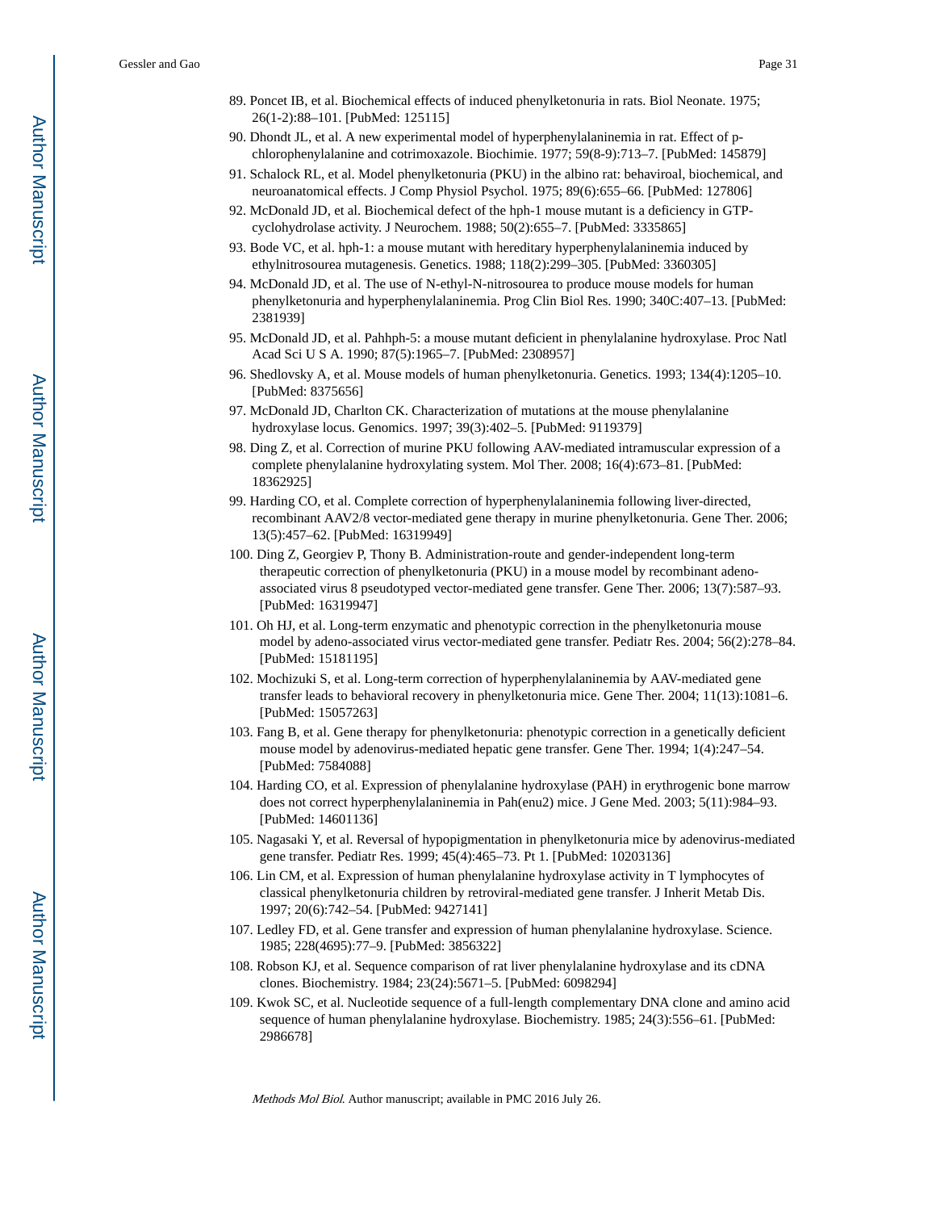89. Poncet IB, et al. Biochemical effects of induced phenylketonuria in rats. Biol Neonate. 1975; 26(1-2):88–101. [PubMed: 125115]
90. Dhondt JL, et al. A new experimental model of hyperphenylalaninemia in rat. Effect of p-chlorophenylalanine and cotrimoxazole. Biochimie. 1977; 59(8-9):713–7. [PubMed: 145879]
91. Schalock RL, et al. Model phenylketonuria (PKU) in the albino rat: behaviroal, biochemical, and neuroanatomical effects. J Comp Physiol Psychol. 1975; 89(6):655–66. [PubMed: 127806]
92. McDonald JD, et al. Biochemical defect of the hph-1 mouse mutant is a deficiency in GTP-cyclohydrolase activity. J Neurochem. 1988; 50(2):655–7. [PubMed: 3335865]
93. Bode VC, et al. hph-1: a mouse mutant with hereditary hyperphenylalaninemia induced by ethylnitrosourea mutagenesis. Genetics. 1988; 118(2):299–305. [PubMed: 3360305]
94. McDonald JD, et al. The use of N-ethyl-N-nitrosourea to produce mouse models for human phenylketonuria and hyperphenylalaninemia. Prog Clin Biol Res. 1990; 340C:407–13. [PubMed: 2381939]
95. McDonald JD, et al. Pahhph-5: a mouse mutant deficient in phenylalanine hydroxylase. Proc Natl Acad Sci U S A. 1990; 87(5):1965–7. [PubMed: 2308957]
96. Shedlovsky A, et al. Mouse models of human phenylketonuria. Genetics. 1993; 134(4):1205–10. [PubMed: 8375656]
97. McDonald JD, Charlton CK. Characterization of mutations at the mouse phenylalanine hydroxylase locus. Genomics. 1997; 39(3):402–5. [PubMed: 9119379]
98. Ding Z, et al. Correction of murine PKU following AAV-mediated intramuscular expression of a complete phenylalanine hydroxylating system. Mol Ther. 2008; 16(4):673–81. [PubMed: 18362925]
99. Harding CO, et al. Complete correction of hyperphenylalaninemia following liver-directed, recombinant AAV2/8 vector-mediated gene therapy in murine phenylketonuria. Gene Ther. 2006; 13(5):457–62. [PubMed: 16319949]
100. Ding Z, Georgiev P, Thony B. Administration-route and gender-independent long-term therapeutic correction of phenylketonuria (PKU) in a mouse model by recombinant adeno-associated virus 8 pseudotyped vector-mediated gene transfer. Gene Ther. 2006; 13(7):587–93. [PubMed: 16319947]
101. Oh HJ, et al. Long-term enzymatic and phenotypic correction in the phenylketonuria mouse model by adeno-associated virus vector-mediated gene transfer. Pediatr Res. 2004; 56(2):278–84. [PubMed: 15181195]
102. Mochizuki S, et al. Long-term correction of hyperphenylalaninemia by AAV-mediated gene transfer leads to behavioral recovery in phenylketonuria mice. Gene Ther. 2004; 11(13):1081–6. [PubMed: 15057263]
103. Fang B, et al. Gene therapy for phenylketonuria: phenotypic correction in a genetically deficient mouse model by adenovirus-mediated hepatic gene transfer. Gene Ther. 1994; 1(4):247–54. [PubMed: 7584088]
104. Harding CO, et al. Expression of phenylalanine hydroxylase (PAH) in erythrogenic bone marrow does not correct hyperphenylalaninemia in Pah(enu2) mice. J Gene Med. 2003; 5(11):984–93. [PubMed: 14601136]
105. Nagasaki Y, et al. Reversal of hypopigmentation in phenylketonuria mice by adenovirus-mediated gene transfer. Pediatr Res. 1999; 45(4):465–73. Pt 1. [PubMed: 10203136]
106. Lin CM, et al. Expression of human phenylalanine hydroxylase activity in T lymphocytes of classical phenylketonuria children by retroviral-mediated gene transfer. J Inherit Metab Dis. 1997; 20(6):742–54. [PubMed: 9427141]
107. Ledley FD, et al. Gene transfer and expression of human phenylalanine hydroxylase. Science. 1985; 228(4695):77–9. [PubMed: 3856322]
108. Robson KJ, et al. Sequence comparison of rat liver phenylalanine hydroxylase and its cDNA clones. Biochemistry. 1984; 23(24):5671–5. [PubMed: 6098294]
109. Kwok SC, et al. Nucleotide sequence of a full-length complementary DNA clone and amino acid sequence of human phenylalanine hydroxylase. Biochemistry. 1985; 24(3):556–61. [PubMed: 2986678]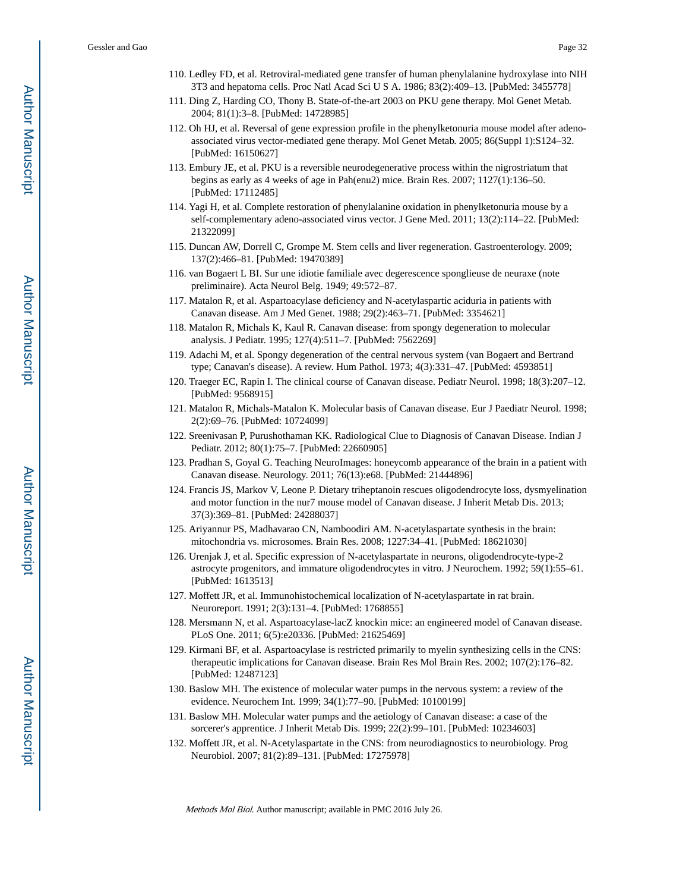110. Ledley FD, et al. Retroviral-mediated gene transfer of human phenylalanine hydroxylase into NIH 3T3 and hepatoma cells. Proc Natl Acad Sci U S A. 1986; 83(2):409–13. [PubMed: 3455778]
111. Ding Z, Harding CO, Thony B. State-of-the-art 2003 on PKU gene therapy. Mol Genet Metab. 2004; 81(1):3–8. [PubMed: 14728985]
112. Oh HJ, et al. Reversal of gene expression profile in the phenylketonuria mouse model after adeno-associated virus vector-mediated gene therapy. Mol Genet Metab. 2005; 86(Suppl 1):S124–32. [PubMed: 16150627]
113. Embury JE, et al. PKU is a reversible neurodegenerative process within the nigrostriatum that begins as early as 4 weeks of age in Pah(enu2) mice. Brain Res. 2007; 1127(1):136–50. [PubMed: 17112485]
114. Yagi H, et al. Complete restoration of phenylalanine oxidation in phenylketonuria mouse by a self-complementary adeno-associated virus vector. J Gene Med. 2011; 13(2):114–22. [PubMed: 21322099]
115. Duncan AW, Dorrell C, Grompe M. Stem cells and liver regeneration. Gastroenterology. 2009; 137(2):466–81. [PubMed: 19470389]
116. van Bogaert L BI. Sur une idiotie familiale avec degerescence sponglieuse de neuraxe (note preliminaire). Acta Neurol Belg. 1949; 49:572–87.
117. Matalon R, et al. Aspartoacylase deficiency and N-acetylaspartic aciduria in patients with Canavan disease. Am J Med Genet. 1988; 29(2):463–71. [PubMed: 3354621]
118. Matalon R, Michals K, Kaul R. Canavan disease: from spongy degeneration to molecular analysis. J Pediatr. 1995; 127(4):511–7. [PubMed: 7562269]
119. Adachi M, et al. Spongy degeneration of the central nervous system (van Bogaert and Bertrand type; Canavan's disease). A review. Hum Pathol. 1973; 4(3):331–47. [PubMed: 4593851]
120. Traeger EC, Rapin I. The clinical course of Canavan disease. Pediatr Neurol. 1998; 18(3):207–12. [PubMed: 9568915]
121. Matalon R, Michals-Matalon K. Molecular basis of Canavan disease. Eur J Paediatr Neurol. 1998; 2(2):69–76. [PubMed: 10724099]
122. Sreenivasan P, Purushothaman KK. Radiological Clue to Diagnosis of Canavan Disease. Indian J Pediatr. 2012; 80(1):75–7. [PubMed: 22660905]
123. Pradhan S, Goyal G. Teaching NeuroImages: honeycomb appearance of the brain in a patient with Canavan disease. Neurology. 2011; 76(13):e68. [PubMed: 21444896]
124. Francis JS, Markov V, Leone P. Dietary triheptanoin rescues oligodendrocyte loss, dysmyelination and motor function in the nur7 mouse model of Canavan disease. J Inherit Metab Dis. 2013; 37(3):369–81. [PubMed: 24288037]
125. Ariyannur PS, Madhavarao CN, Namboodiri AM. N-acetylaspartate synthesis in the brain: mitochondria vs. microsomes. Brain Res. 2008; 1227:34–41. [PubMed: 18621030]
126. Urenjak J, et al. Specific expression of N-acetylaspartate in neurons, oligodendrocyte-type-2 astrocyte progenitors, and immature oligodendrocytes in vitro. J Neurochem. 1992; 59(1):55–61. [PubMed: 1613513]
127. Moffett JR, et al. Immunohistochemical localization of N-acetylaspartate in rat brain. Neuroreport. 1991; 2(3):131–4. [PubMed: 1768855]
128. Mersmann N, et al. Aspartoacylase-lacZ knockin mice: an engineered model of Canavan disease. PLoS One. 2011; 6(5):e20336. [PubMed: 21625469]
129. Kirmani BF, et al. Aspartoacylase is restricted primarily to myelin synthesizing cells in the CNS: therapeutic implications for Canavan disease. Brain Res Mol Brain Res. 2002; 107(2):176–82. [PubMed: 12487123]
130. Baslow MH. The existence of molecular water pumps in the nervous system: a review of the evidence. Neurochem Int. 1999; 34(1):77–90. [PubMed: 10100199]
131. Baslow MH. Molecular water pumps and the aetiology of Canavan disease: a case of the sorcerer's apprentice. J Inherit Metab Dis. 1999; 22(2):99–101. [PubMed: 10234603]
132. Moffett JR, et al. N-Acetylaspartate in the CNS: from neurodiagnostics to neurobiology. Prog Neurobiol. 2007; 81(2):89–131. [PubMed: 17275978]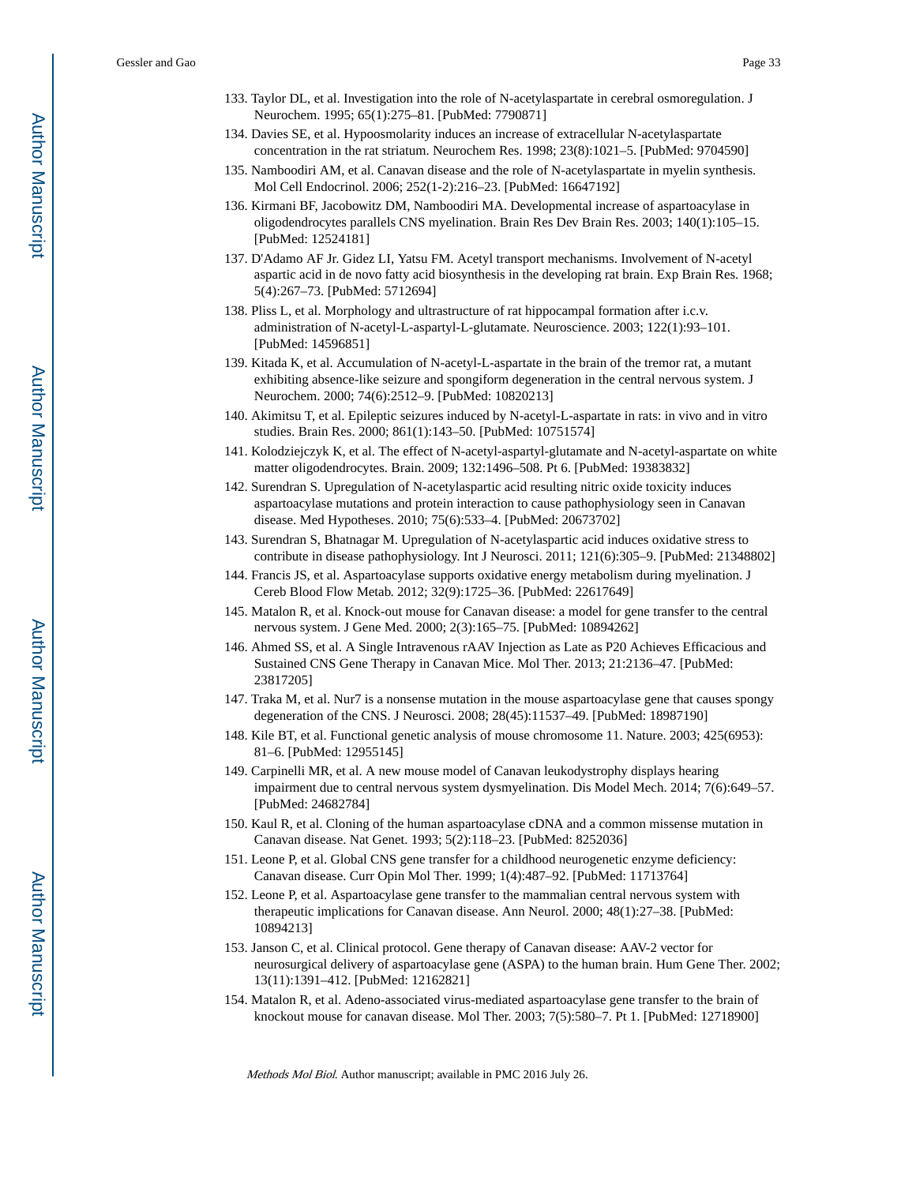133. Taylor DL, et al. Investigation into the role of N-acetylaspartate in cerebral osmoregulation. J Neurochem. 1995; 65(1):275–81. [PubMed: 7790871]

134. Davies SE, et al. Hypoosmolarity induces an increase of extracellular N-acetylaspartate concentration in the rat striatum. Neurochem Res. 1998; 23(8):1021–5. [PubMed: 9704590]

135. Namboodiri AM, et al. Canavan disease and the role of N-acetylaspartate in myelin synthesis. Mol Cell Endocrinol. 2006; 252(1-2):216–23. [PubMed: 16647192]

136. Kirmani BF, Jacobowitz DM, Namboodiri MA. Developmental increase of aspartoacylase in oligodendrocytes parallels CNS myelination. Brain Res Dev Brain Res. 2003; 140(1):105–15. [PubMed: 12524181]

137. D'Adamo AF Jr. Gidez LI, Yatsu FM. Acetyl transport mechanisms. Involvement of N-acetyl aspartic acid in de novo fatty acid biosynthesis in the developing rat brain. Exp Brain Res. 1968; 5(4):267–73. [PubMed: 5712694]

138. Pliss L, et al. Morphology and ultrastructure of rat hippocampal formation after i.c.v. administration of N-acetyl-L-aspartyl-L-glutamate. Neuroscience. 2003; 122(1):93–101. [PubMed: 14596851]

139. Kitada K, et al. Accumulation of N-acetyl-L-aspartate in the brain of the tremor rat, a mutant exhibiting absence-like seizure and spongiform degeneration in the central nervous system. J Neurochem. 2000; 74(6):2512–9. [PubMed: 10820213]

140. Akimitsu T, et al. Epileptic seizures induced by N-acetyl-L-aspartate in rats: in vivo and in vitro studies. Brain Res. 2000; 861(1):143–50. [PubMed: 10751574]

141. Kolodziejczyk K, et al. The effect of N-acetyl-aspartyl-glutamate and N-acetyl-aspartate on white matter oligodendrocytes. Brain. 2009; 132:1496–508. Pt 6. [PubMed: 19383832]

142. Surendran S. Upregulation of N-acetylaspartic acid resulting nitric oxide toxicity induces aspartoacylase mutations and protein interaction to cause pathophysiology seen in Canavan disease. Med Hypotheses. 2010; 75(6):533–4. [PubMed: 20673702]

143. Surendran S, Bhatnagar M. Upregulation of N-acetylaspartic acid induces oxidative stress to contribute in disease pathophysiology. Int J Neurosci. 2011; 121(6):305–9. [PubMed: 21348802]

144. Francis JS, et al. Aspartoacylase supports oxidative energy metabolism during myelination. J Cereb Blood Flow Metab. 2012; 32(9):1725–36. [PubMed: 22617649]

145. Matalon R, et al. Knock-out mouse for Canavan disease: a model for gene transfer to the central nervous system. J Gene Med. 2000; 2(3):165–75. [PubMed: 10894262]

146. Ahmed SS, et al. A Single Intravenous rAAV Injection as Late as P20 Achieves Efficacious and Sustained CNS Gene Therapy in Canavan Mice. Mol Ther. 2013; 21:2136–47. [PubMed: 23817205]

147. Traka M, et al. Nur7 is a nonsense mutation in the mouse aspartoacylase gene that causes spongy degeneration of the CNS. J Neurosci. 2008; 28(45):11537–49. [PubMed: 18987190]

148. Kile BT, et al. Functional genetic analysis of mouse chromosome 11. Nature. 2003; 425(6953): 81–6. [PubMed: 12955145]

149. Carpinelli MR, et al. A new mouse model of Canavan leukodystrophy displays hearing impairment due to central nervous system dysmyelination. Dis Model Mech. 2014; 7(6):649–57. [PubMed: 24682784]

150. Kaul R, et al. Cloning of the human aspartoacylase cDNA and a common missense mutation in Canavan disease. Nat Genet. 1993; 5(2):118–23. [PubMed: 8252036]

151. Leone P, et al. Global CNS gene transfer for a childhood neurogenetic enzyme deficiency: Canavan disease. Curr Opin Mol Ther. 1999; 1(4):487–92. [PubMed: 11713764]

152. Leone P, et al. Aspartoacylase gene transfer to the mammalian central nervous system with therapeutic implications for Canavan disease. Ann Neurol. 2000; 48(1):27–38. [PubMed: 10894213]

153. Janson C, et al. Clinical protocol. Gene therapy of Canavan disease: AAV-2 vector for neurosurgical delivery of aspartoacylase gene (ASPA) to the human brain. Hum Gene Ther. 2002; 13(11):1391–412. [PubMed: 12162821]

154. Matalon R, et al. Adeno-associated virus-mediated aspartoacylase gene transfer to the brain of knockout mouse for canavan disease. Mol Ther. 2003; 7(5):580–7. Pt 1. [PubMed: 12718900]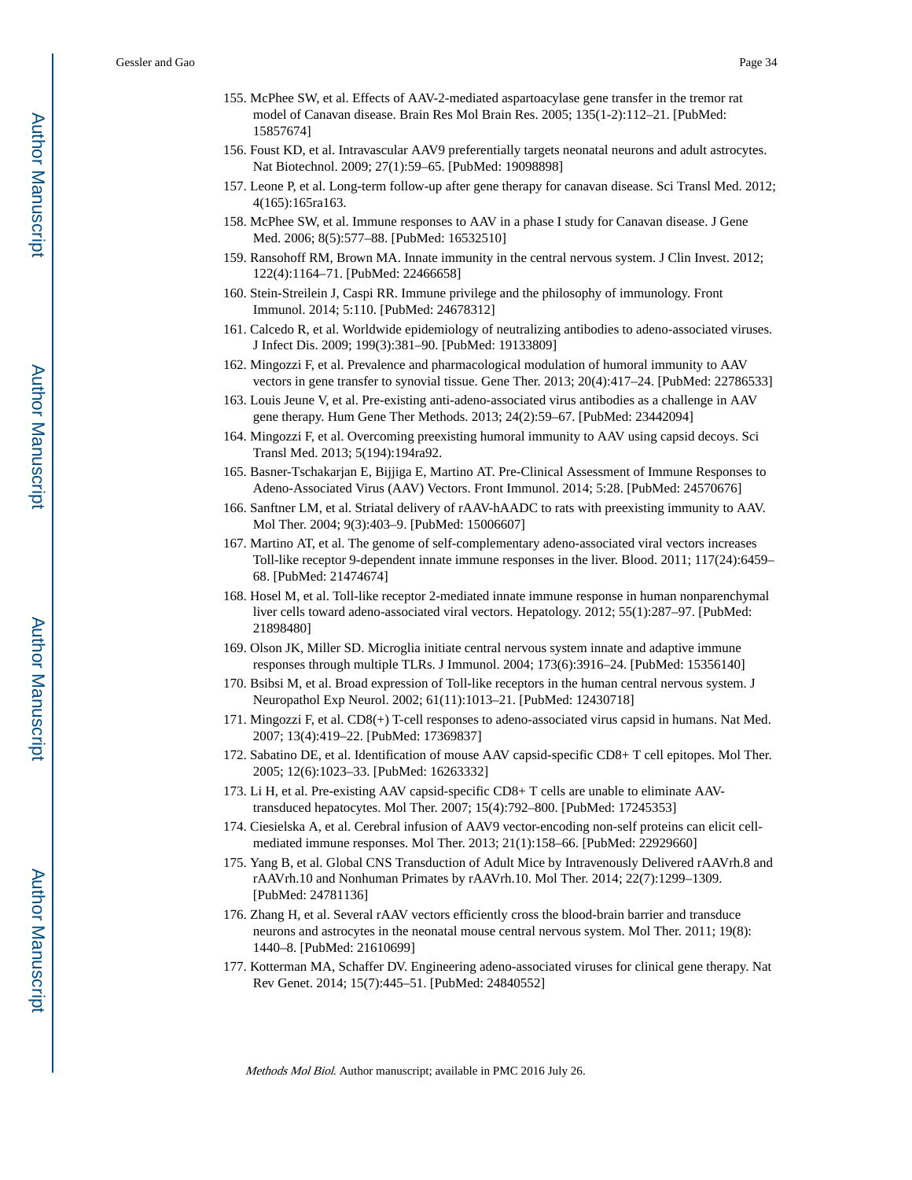155. McPhee SW, et al. Effects of AAV-2-mediated aspartoacylase gene transfer in the tremor rat model of Canavan disease. Brain Res Mol Brain Res. 2005; 135(1-2):112–21. [PubMed: 15857674]
156. Foust KD, et al. Intravascular AAV9 preferentially targets neonatal neurons and adult astrocytes. Nat Biotechnol. 2009; 27(1):59–65. [PubMed: 19098898]
157. Leone P, et al. Long-term follow-up after gene therapy for canavan disease. Sci Transl Med. 2012; 4(165):165ra163.
158. McPhee SW, et al. Immune responses to AAV in a phase I study for Canavan disease. J Gene Med. 2006; 8(5):577–88. [PubMed: 16532510]
159. Ransohoff RM, Brown MA. Innate immunity in the central nervous system. J Clin Invest. 2012; 122(4):1164–71. [PubMed: 22466658]
160. Stein-Streilein J, Caspi RR. Immune privilege and the philosophy of immunology. Front Immunol. 2014; 5:110. [PubMed: 24678312]
161. Calcedo R, et al. Worldwide epidemiology of neutralizing antibodies to adeno-associated viruses. J Infect Dis. 2009; 199(3):381–90. [PubMed: 19133809]
162. Mingozzi F, et al. Prevalence and pharmacological modulation of humoral immunity to AAV vectors in gene transfer to synovial tissue. Gene Ther. 2013; 20(4):417–24. [PubMed: 22786533]
163. Louis Jeune V, et al. Pre-existing anti-adeno-associated virus antibodies as a challenge in AAV gene therapy. Hum Gene Ther Methods. 2013; 24(2):59–67. [PubMed: 23442094]
164. Mingozzi F, et al. Overcoming preexisting humoral immunity to AAV using capsid decoys. Sci Transl Med. 2013; 5(194):194ra92.
165. Basner-Tschakarjan E, Bijjiga E, Martino AT. Pre-Clinical Assessment of Immune Responses to Adeno-Associated Virus (AAV) Vectors. Front Immunol. 2014; 5:28. [PubMed: 24570676]
166. Sanftner LM, et al. Striatal delivery of rAAV-hAADC to rats with preexisting immunity to AAV. Mol Ther. 2004; 9(3):403–9. [PubMed: 15006607]
167. Martino AT, et al. The genome of self-complementary adeno-associated viral vectors increases Toll-like receptor 9-dependent innate immune responses in the liver. Blood. 2011; 117(24):6459–68. [PubMed: 21474674]
168. Hosel M, et al. Toll-like receptor 2-mediated innate immune response in human nonparenchymal liver cells toward adeno-associated viral vectors. Hepatology. 2012; 55(1):287–97. [PubMed: 21898480]
169. Olson JK, Miller SD. Microglia initiate central nervous system innate and adaptive immune responses through multiple TLRs. J Immunol. 2004; 173(6):3916–24. [PubMed: 15356140]
170. Bsibsi M, et al. Broad expression of Toll-like receptors in the human central nervous system. J Neuropathol Exp Neurol. 2002; 61(11):1013–21. [PubMed: 12430718]
171. Mingozzi F, et al. CD8(+) T-cell responses to adeno-associated virus capsid in humans. Nat Med. 2007; 13(4):419–22. [PubMed: 17369837]
172. Sabatino DE, et al. Identification of mouse AAV capsid-specific CD8+ T cell epitopes. Mol Ther. 2005; 12(6):1023–33. [PubMed: 16263332]
173. Li H, et al. Pre-existing AAV capsid-specific CD8+ T cells are unable to eliminate AAV-transduced hepatocytes. Mol Ther. 2007; 15(4):792–800. [PubMed: 17245353]
174. Ciesielska A, et al. Cerebral infusion of AAV9 vector-encoding non-self proteins can elicit cell-mediated immune responses. Mol Ther. 2013; 21(1):158–66. [PubMed: 22929660]
175. Yang B, et al. Global CNS Transduction of Adult Mice by Intravenously Delivered rAAVrh.8 and rAAVrh.10 and Nonhuman Primates by rAAVrh.10. Mol Ther. 2014; 22(7):1299–1309. [PubMed: 24781136]
176. Zhang H, et al. Several rAAV vectors efficiently cross the blood-brain barrier and transduce neurons and astrocytes in the neonatal mouse central nervous system. Mol Ther. 2011; 19(8): 1440–8. [PubMed: 21610699]
177. Kotterman MA, Schaffer DV. Engineering adeno-associated viruses for clinical gene therapy. Nat Rev Genet. 2014; 15(7):445–51. [PubMed: 24840552]